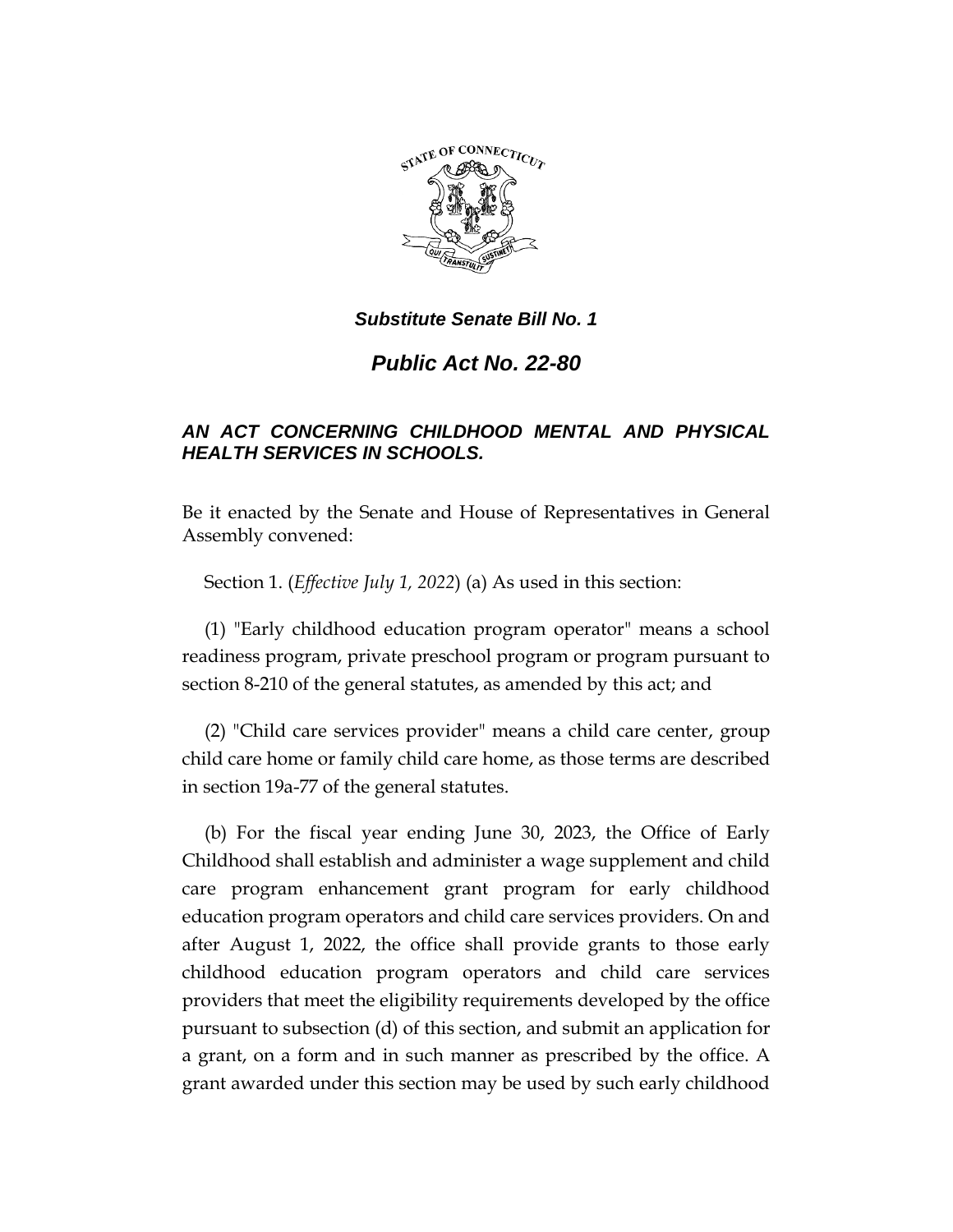***Substitute Senate Bill No. 1***

# ***Public Act No. 22-80***

## ***AN ACT CONCERNING CHILDHOOD MENTAL AND PHYSICAL HEALTH SERVICES IN SCHOOLS.***

Be it enacted by the Senate and House of Representatives in General Assembly convened:

Section 1. (*Effective July 1, 2022*) (a) As used in this section:

(1) "Early childhood education program operator" means a school readiness program, private preschool program or program pursuant to section 8-210 of the general statutes, as amended by this act; and

(2) "Child care services provider" means a child care center, group child care home or family child care home, as those terms are described in section 19a-77 of the general statutes.

(b) For the fiscal year ending June 30, 2023, the Office of Early Childhood shall establish and administer a wage supplement and child care program enhancement grant program for early childhood education program operators and child care services providers. On and after August 1, 2022, the office shall provide grants to those early childhood education program operators and child care services providers that meet the eligibility requirements developed by the office pursuant to subsection (d) of this section, and submit an application for a grant, on a form and in such manner as prescribed by the office. A grant awarded under this section may be used by such early childhood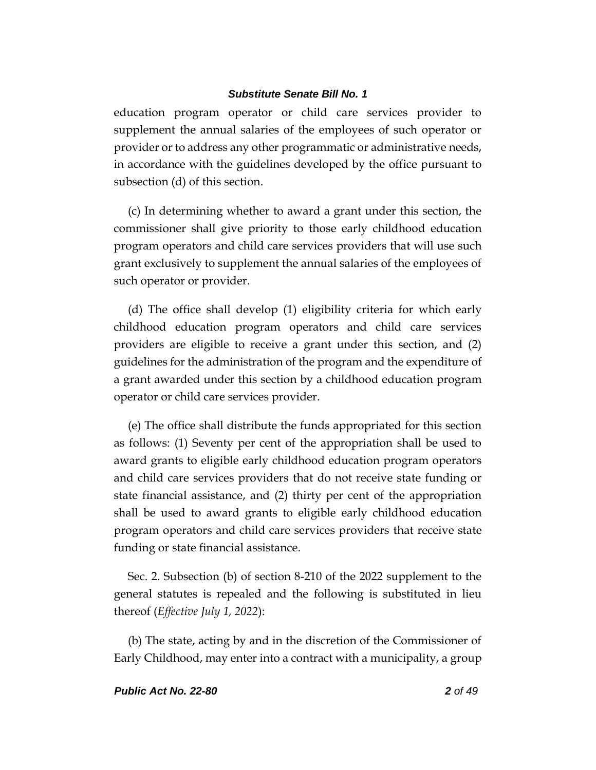education program operator or child care services provider to supplement the annual salaries of the employees of such operator or provider or to address any other programmatic or administrative needs, in accordance with the guidelines developed by the office pursuant to subsection (d) of this section.

(c) In determining whether to award a grant under this section, the commissioner shall give priority to those early childhood education program operators and child care services providers that will use such grant exclusively to supplement the annual salaries of the employees of such operator or provider.

(d) The office shall develop (1) eligibility criteria for which early childhood education program operators and child care services providers are eligible to receive a grant under this section, and (2) guidelines for the administration of the program and the expenditure of a grant awarded under this section by a childhood education program operator or child care services provider.

(e) The office shall distribute the funds appropriated for this section as follows: (1) Seventy per cent of the appropriation shall be used to award grants to eligible early childhood education program operators and child care services providers that do not receive state funding or state financial assistance, and (2) thirty per cent of the appropriation shall be used to award grants to eligible early childhood education program operators and child care services providers that receive state funding or state financial assistance.

Sec. 2. Subsection (b) of section 8-210 of the 2022 supplement to the general statutes is repealed and the following is substituted in lieu thereof (*Effective July 1, 2022*):

(b) The state, acting by and in the discretion of the Commissioner of Early Childhood, may enter into a contract with a municipality, a group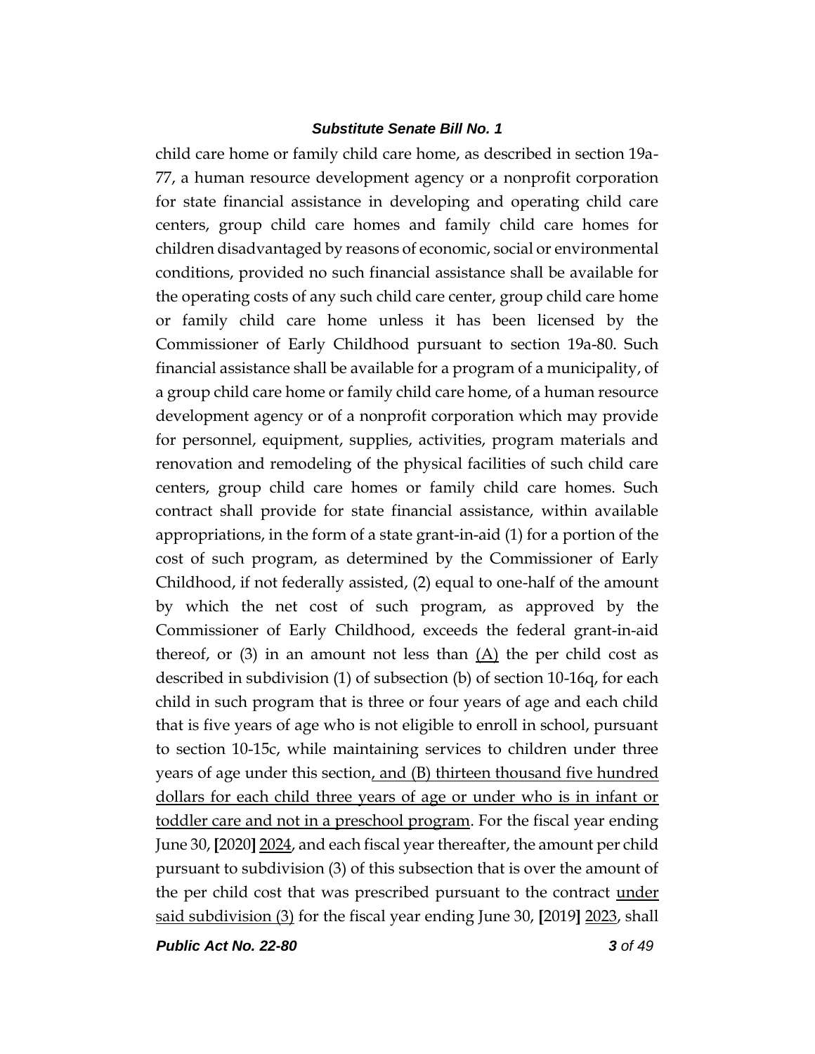child care home or family child care home, as described in section 19a-77, a human resource development agency or a nonprofit corporation for state financial assistance in developing and operating child care centers, group child care homes and family child care homes for children disadvantaged by reasons of economic, social or environmental conditions, provided no such financial assistance shall be available for the operating costs of any such child care center, group child care home or family child care home unless it has been licensed by the Commissioner of Early Childhood pursuant to section 19a-80. Such financial assistance shall be available for a program of a municipality, of a group child care home or family child care home, of a human resource development agency or of a nonprofit corporation which may provide for personnel, equipment, supplies, activities, program materials and renovation and remodeling of the physical facilities of such child care centers, group child care homes or family child care homes. Such contract shall provide for state financial assistance, within available appropriations, in the form of a state grant-in-aid (1) for a portion of the cost of such program, as determined by the Commissioner of Early Childhood, if not federally assisted, (2) equal to one-half of the amount by which the net cost of such program, as approved by the Commissioner of Early Childhood, exceeds the federal grant-in-aid thereof, or (3) in an amount not less than <u>(A)</u> the per child cost as described in subdivision (1) of subsection (b) of section 10-16q, for each child in such program that is three or four years of age and each child that is five years of age who is not eligible to enroll in school, pursuant to section 10-15c, while maintaining services to children under three years of age under this section<u>, and (B) thirteen thousand five hundred dollars for each child three years of age or under who is in infant or toddler care and not in a preschool program</u>. For the fiscal year ending June 30, **[**2020**]** <u>2024</u>, and each fiscal year thereafter, the amount per child pursuant to subdivision (3) of this subsection that is over the amount of the per child cost that was prescribed pursuant to the contract <u>under said subdivision (3)</u> for the fiscal year ending June 30, **[**2019**]** <u>2023</u>, shall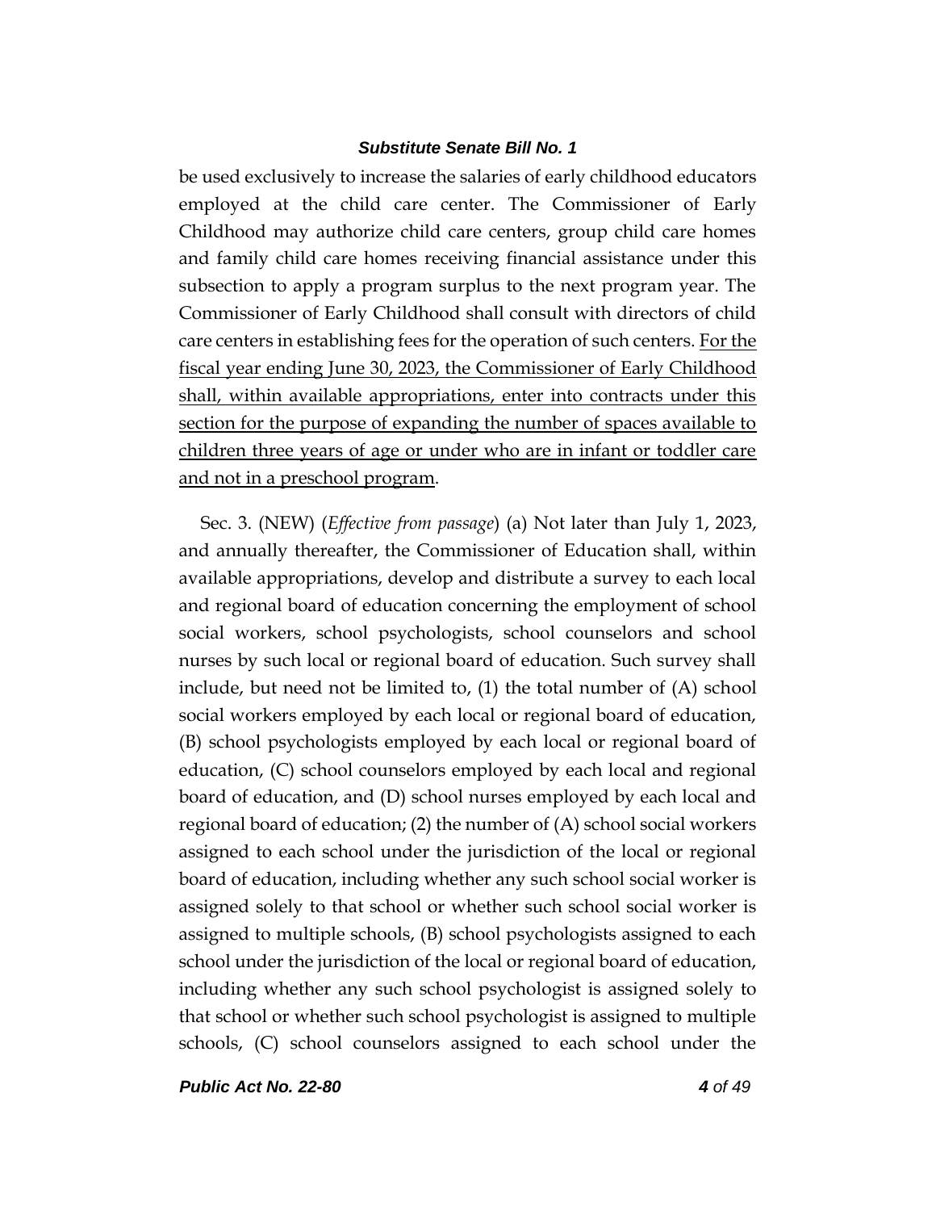be used exclusively to increase the salaries of early childhood educators employed at the child care center. The Commissioner of Early Childhood may authorize child care centers, group child care homes and family child care homes receiving financial assistance under this subsection to apply a program surplus to the next program year. The Commissioner of Early Childhood shall consult with directors of child care centers in establishing fees for the operation of such centers. <u>For the fiscal year ending June 30, 2023, the Commissioner of Early Childhood shall, within available appropriations, enter into contracts under this section for the purpose of expanding the number of spaces available to children three years of age or under who are in infant or toddler care and not in a preschool program</u>.

Sec. 3. (NEW) (*Effective from passage*) (a) Not later than July 1, 2023, and annually thereafter, the Commissioner of Education shall, within available appropriations, develop and distribute a survey to each local and regional board of education concerning the employment of school social workers, school psychologists, school counselors and school nurses by such local or regional board of education. Such survey shall include, but need not be limited to, (1) the total number of (A) school social workers employed by each local or regional board of education, (B) school psychologists employed by each local or regional board of education, (C) school counselors employed by each local and regional board of education, and (D) school nurses employed by each local and regional board of education; (2) the number of (A) school social workers assigned to each school under the jurisdiction of the local or regional board of education, including whether any such school social worker is assigned solely to that school or whether such school social worker is assigned to multiple schools, (B) school psychologists assigned to each school under the jurisdiction of the local or regional board of education, including whether any such school psychologist is assigned solely to that school or whether such school psychologist is assigned to multiple schools, (C) school counselors assigned to each school under the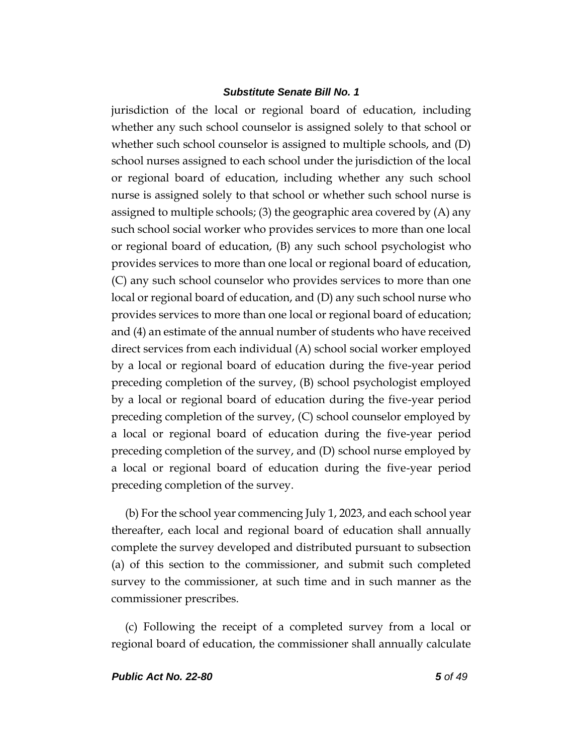jurisdiction of the local or regional board of education, including whether any such school counselor is assigned solely to that school or whether such school counselor is assigned to multiple schools, and (D) school nurses assigned to each school under the jurisdiction of the local or regional board of education, including whether any such school nurse is assigned solely to that school or whether such school nurse is assigned to multiple schools; (3) the geographic area covered by (A) any such school social worker who provides services to more than one local or regional board of education, (B) any such school psychologist who provides services to more than one local or regional board of education, (C) any such school counselor who provides services to more than one local or regional board of education, and (D) any such school nurse who provides services to more than one local or regional board of education; and (4) an estimate of the annual number of students who have received direct services from each individual (A) school social worker employed by a local or regional board of education during the five-year period preceding completion of the survey, (B) school psychologist employed by a local or regional board of education during the five-year period preceding completion of the survey, (C) school counselor employed by a local or regional board of education during the five-year period preceding completion of the survey, and (D) school nurse employed by a local or regional board of education during the five-year period preceding completion of the survey.

(b) For the school year commencing July 1, 2023, and each school year thereafter, each local and regional board of education shall annually complete the survey developed and distributed pursuant to subsection (a) of this section to the commissioner, and submit such completed survey to the commissioner, at such time and in such manner as the commissioner prescribes.

(c) Following the receipt of a completed survey from a local or regional board of education, the commissioner shall annually calculate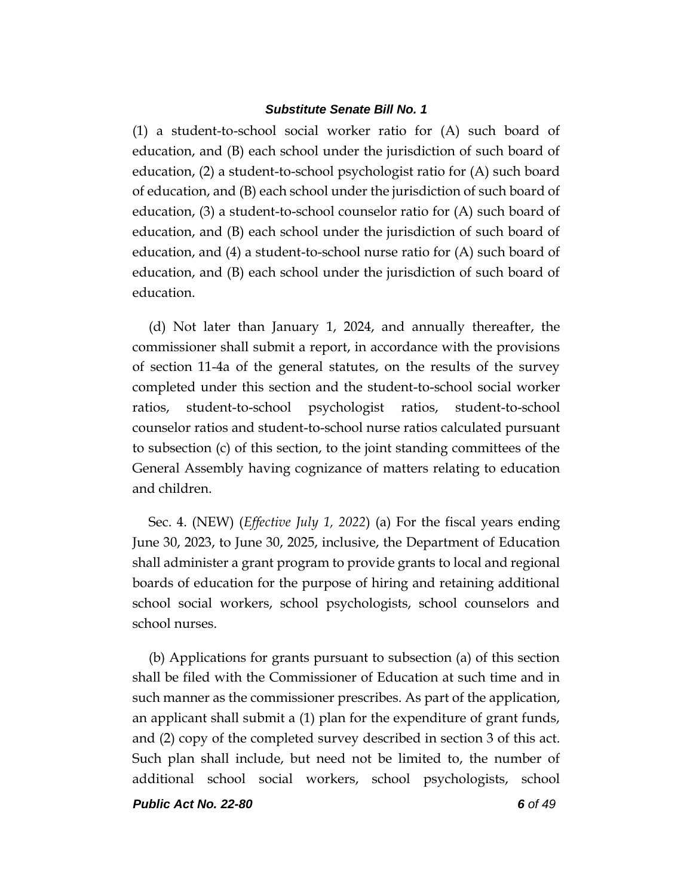(1) a student-to-school social worker ratio for (A) such board of education, and (B) each school under the jurisdiction of such board of education, (2) a student-to-school psychologist ratio for (A) such board of education, and (B) each school under the jurisdiction of such board of education, (3) a student-to-school counselor ratio for (A) such board of education, and (B) each school under the jurisdiction of such board of education, and (4) a student-to-school nurse ratio for (A) such board of education, and (B) each school under the jurisdiction of such board of education.

(d) Not later than January 1, 2024, and annually thereafter, the commissioner shall submit a report, in accordance with the provisions of section 11-4a of the general statutes, on the results of the survey completed under this section and the student-to-school social worker ratios, student-to-school psychologist ratios, student-to-school counselor ratios and student-to-school nurse ratios calculated pursuant to subsection (c) of this section, to the joint standing committees of the General Assembly having cognizance of matters relating to education and children.

Sec. 4. (NEW) (*Effective July 1, 2022*) (a) For the fiscal years ending June 30, 2023, to June 30, 2025, inclusive, the Department of Education shall administer a grant program to provide grants to local and regional boards of education for the purpose of hiring and retaining additional school social workers, school psychologists, school counselors and school nurses.

(b) Applications for grants pursuant to subsection (a) of this section shall be filed with the Commissioner of Education at such time and in such manner as the commissioner prescribes. As part of the application, an applicant shall submit a (1) plan for the expenditure of grant funds, and (2) copy of the completed survey described in section 3 of this act. Such plan shall include, but need not be limited to, the number of additional school social workers, school psychologists, school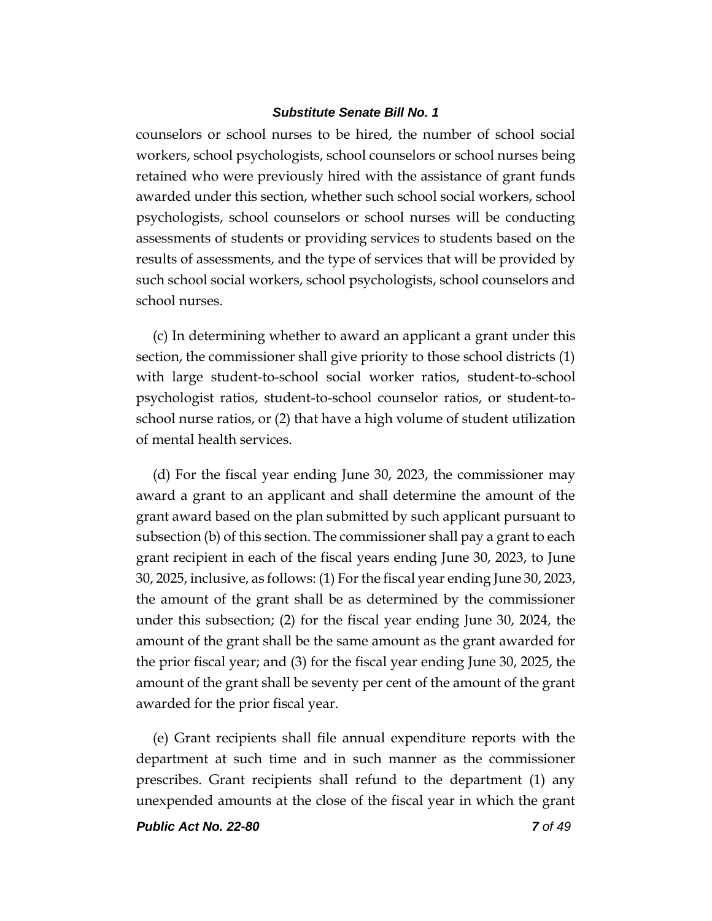counselors or school nurses to be hired, the number of school social workers, school psychologists, school counselors or school nurses being retained who were previously hired with the assistance of grant funds awarded under this section, whether such school social workers, school psychologists, school counselors or school nurses will be conducting assessments of students or providing services to students based on the results of assessments, and the type of services that will be provided by such school social workers, school psychologists, school counselors and school nurses.

(c) In determining whether to award an applicant a grant under this section, the commissioner shall give priority to those school districts (1) with large student-to-school social worker ratios, student-to-school psychologist ratios, student-to-school counselor ratios, or student-to-school nurse ratios, or (2) that have a high volume of student utilization of mental health services.

(d) For the fiscal year ending June 30, 2023, the commissioner may award a grant to an applicant and shall determine the amount of the grant award based on the plan submitted by such applicant pursuant to subsection (b) of this section. The commissioner shall pay a grant to each grant recipient in each of the fiscal years ending June 30, 2023, to June 30, 2025, inclusive, as follows: (1) For the fiscal year ending June 30, 2023, the amount of the grant shall be as determined by the commissioner under this subsection; (2) for the fiscal year ending June 30, 2024, the amount of the grant shall be the same amount as the grant awarded for the prior fiscal year; and (3) for the fiscal year ending June 30, 2025, the amount of the grant shall be seventy per cent of the amount of the grant awarded for the prior fiscal year.

(e) Grant recipients shall file annual expenditure reports with the department at such time and in such manner as the commissioner prescribes. Grant recipients shall refund to the department (1) any unexpended amounts at the close of the fiscal year in which the grant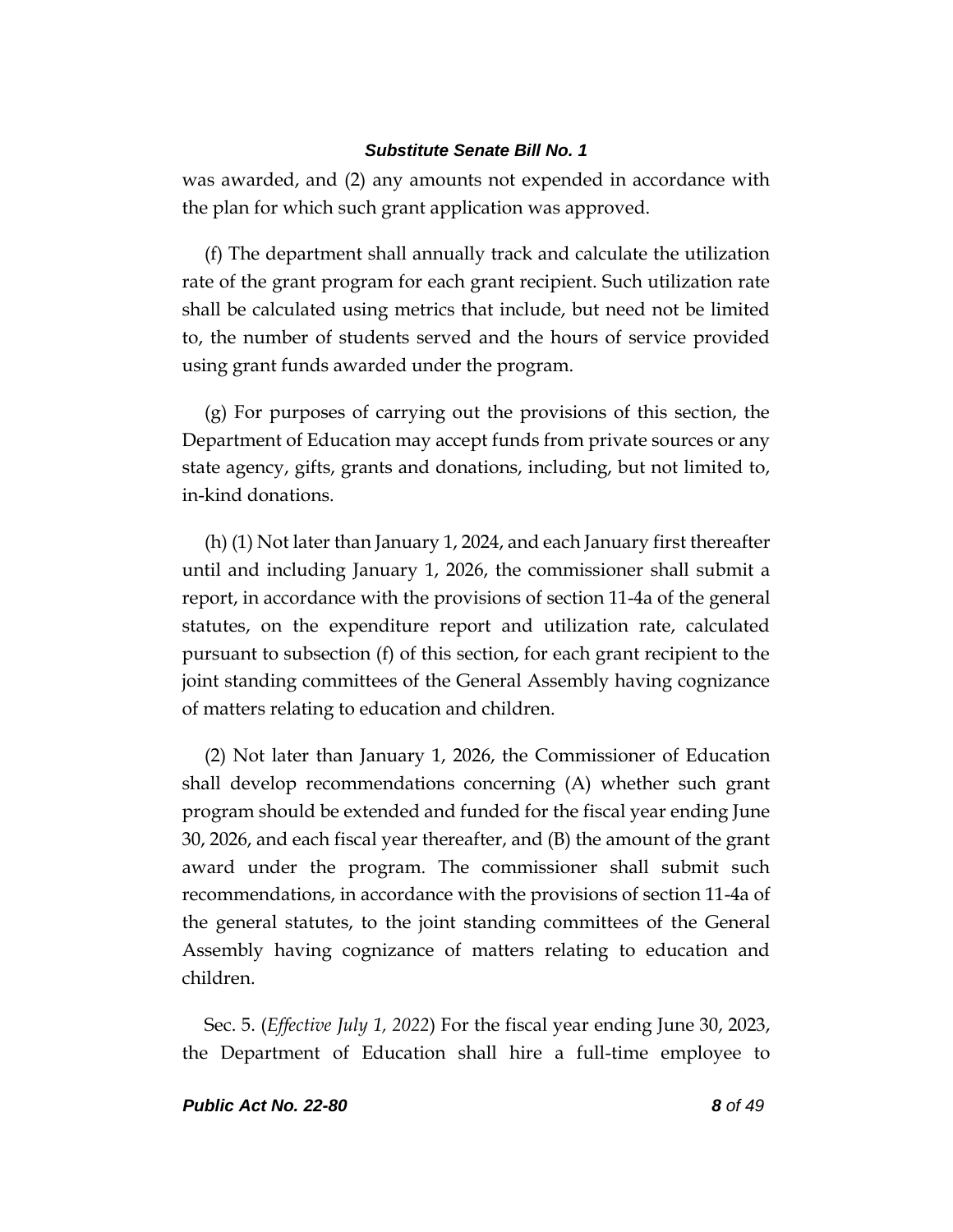was awarded, and (2) any amounts not expended in accordance with the plan for which such grant application was approved.

(f) The department shall annually track and calculate the utilization rate of the grant program for each grant recipient. Such utilization rate shall be calculated using metrics that include, but need not be limited to, the number of students served and the hours of service provided using grant funds awarded under the program.

(g) For purposes of carrying out the provisions of this section, the Department of Education may accept funds from private sources or any state agency, gifts, grants and donations, including, but not limited to, in-kind donations.

(h) (1) Not later than January 1, 2024, and each January first thereafter until and including January 1, 2026, the commissioner shall submit a report, in accordance with the provisions of section 11-4a of the general statutes, on the expenditure report and utilization rate, calculated pursuant to subsection (f) of this section, for each grant recipient to the joint standing committees of the General Assembly having cognizance of matters relating to education and children.

(2) Not later than January 1, 2026, the Commissioner of Education shall develop recommendations concerning (A) whether such grant program should be extended and funded for the fiscal year ending June 30, 2026, and each fiscal year thereafter, and (B) the amount of the grant award under the program. The commissioner shall submit such recommendations, in accordance with the provisions of section 11-4a of the general statutes, to the joint standing committees of the General Assembly having cognizance of matters relating to education and children.

Sec. 5. (*Effective July 1, 2022*) For the fiscal year ending June 30, 2023, the Department of Education shall hire a full-time employee to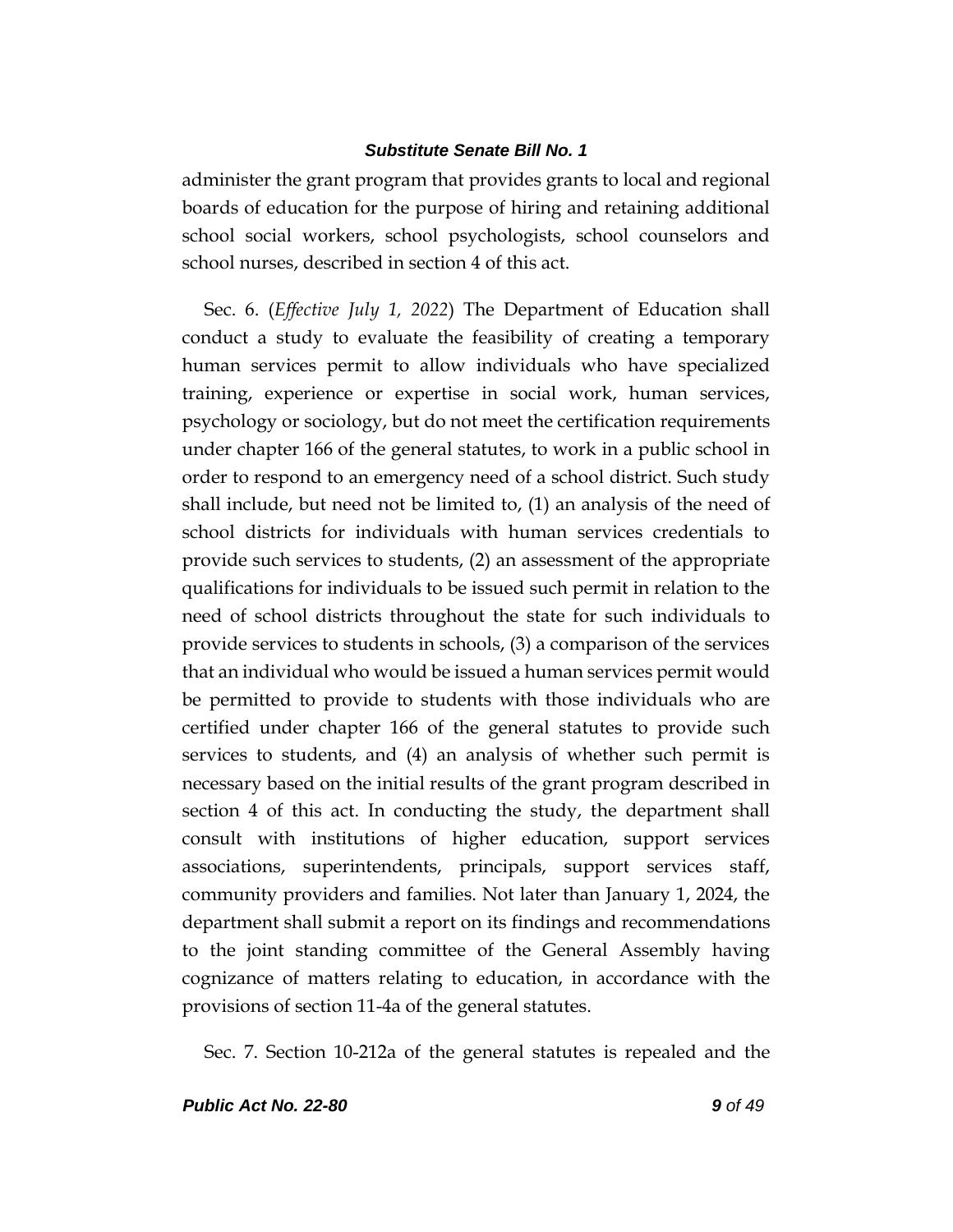administer the grant program that provides grants to local and regional boards of education for the purpose of hiring and retaining additional school social workers, school psychologists, school counselors and school nurses, described in section 4 of this act.

Sec. 6. (*Effective July 1, 2022*) The Department of Education shall conduct a study to evaluate the feasibility of creating a temporary human services permit to allow individuals who have specialized training, experience or expertise in social work, human services, psychology or sociology, but do not meet the certification requirements under chapter 166 of the general statutes, to work in a public school in order to respond to an emergency need of a school district. Such study shall include, but need not be limited to, (1) an analysis of the need of school districts for individuals with human services credentials to provide such services to students, (2) an assessment of the appropriate qualifications for individuals to be issued such permit in relation to the need of school districts throughout the state for such individuals to provide services to students in schools, (3) a comparison of the services that an individual who would be issued a human services permit would be permitted to provide to students with those individuals who are certified under chapter 166 of the general statutes to provide such services to students, and (4) an analysis of whether such permit is necessary based on the initial results of the grant program described in section 4 of this act. In conducting the study, the department shall consult with institutions of higher education, support services associations, superintendents, principals, support services staff, community providers and families. Not later than January 1, 2024, the department shall submit a report on its findings and recommendations to the joint standing committee of the General Assembly having cognizance of matters relating to education, in accordance with the provisions of section 11-4a of the general statutes.

Sec. 7. Section 10-212a of the general statutes is repealed and the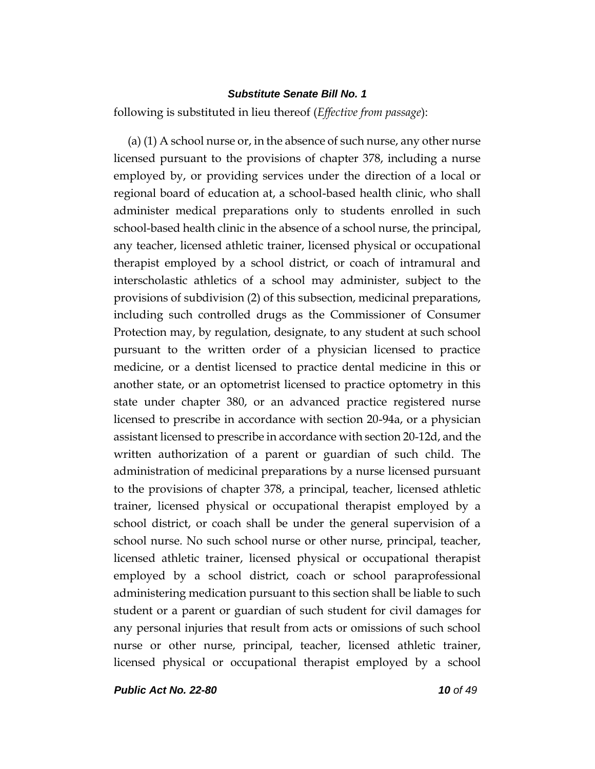following is substituted in lieu thereof (*Effective from passage*):

(a) (1) A school nurse or, in the absence of such nurse, any other nurse licensed pursuant to the provisions of chapter 378, including a nurse employed by, or providing services under the direction of a local or regional board of education at, a school-based health clinic, who shall administer medical preparations only to students enrolled in such school-based health clinic in the absence of a school nurse, the principal, any teacher, licensed athletic trainer, licensed physical or occupational therapist employed by a school district, or coach of intramural and interscholastic athletics of a school may administer, subject to the provisions of subdivision (2) of this subsection, medicinal preparations, including such controlled drugs as the Commissioner of Consumer Protection may, by regulation, designate, to any student at such school pursuant to the written order of a physician licensed to practice medicine, or a dentist licensed to practice dental medicine in this or another state, or an optometrist licensed to practice optometry in this state under chapter 380, or an advanced practice registered nurse licensed to prescribe in accordance with section 20-94a, or a physician assistant licensed to prescribe in accordance with section 20-12d, and the written authorization of a parent or guardian of such child. The administration of medicinal preparations by a nurse licensed pursuant to the provisions of chapter 378, a principal, teacher, licensed athletic trainer, licensed physical or occupational therapist employed by a school district, or coach shall be under the general supervision of a school nurse. No such school nurse or other nurse, principal, teacher, licensed athletic trainer, licensed physical or occupational therapist employed by a school district, coach or school paraprofessional administering medication pursuant to this section shall be liable to such student or a parent or guardian of such student for civil damages for any personal injuries that result from acts or omissions of such school nurse or other nurse, principal, teacher, licensed athletic trainer, licensed physical or occupational therapist employed by a school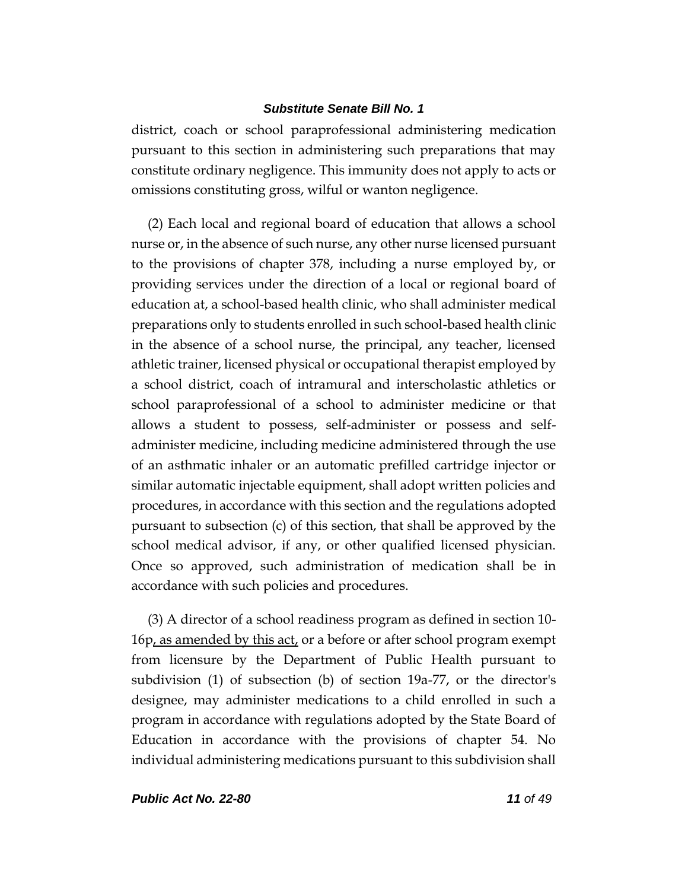district, coach or school paraprofessional administering medication pursuant to this section in administering such preparations that may constitute ordinary negligence. This immunity does not apply to acts or omissions constituting gross, wilful or wanton negligence.

(2) Each local and regional board of education that allows a school nurse or, in the absence of such nurse, any other nurse licensed pursuant to the provisions of chapter 378, including a nurse employed by, or providing services under the direction of a local or regional board of education at, a school-based health clinic, who shall administer medical preparations only to students enrolled in such school-based health clinic in the absence of a school nurse, the principal, any teacher, licensed athletic trainer, licensed physical or occupational therapist employed by a school district, coach of intramural and interscholastic athletics or school paraprofessional of a school to administer medicine or that allows a student to possess, self-administer or possess and self-administer medicine, including medicine administered through the use of an asthmatic inhaler or an automatic prefilled cartridge injector or similar automatic injectable equipment, shall adopt written policies and procedures, in accordance with this section and the regulations adopted pursuant to subsection (c) of this section, that shall be approved by the school medical advisor, if any, or other qualified licensed physician. Once so approved, such administration of medication shall be in accordance with such policies and procedures.

(3) A director of a school readiness program as defined in section 10-16p, as amended by this act, or a before or after school program exempt from licensure by the Department of Public Health pursuant to subdivision (1) of subsection (b) of section 19a-77, or the director's designee, may administer medications to a child enrolled in such a program in accordance with regulations adopted by the State Board of Education in accordance with the provisions of chapter 54. No individual administering medications pursuant to this subdivision shall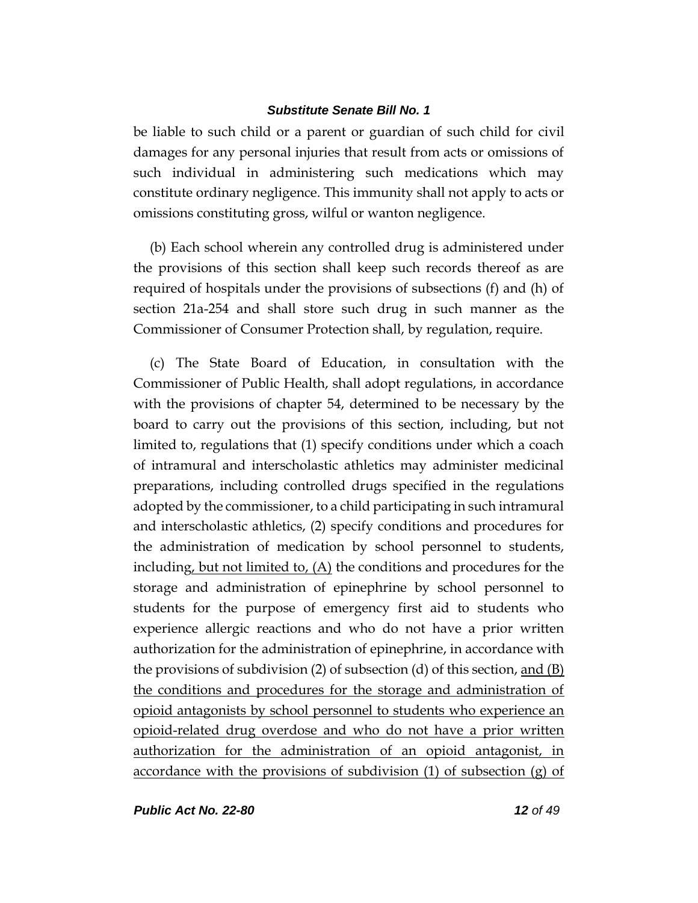be liable to such child or a parent or guardian of such child for civil damages for any personal injuries that result from acts or omissions of such individual in administering such medications which may constitute ordinary negligence. This immunity shall not apply to acts or omissions constituting gross, wilful or wanton negligence.

(b) Each school wherein any controlled drug is administered under the provisions of this section shall keep such records thereof as are required of hospitals under the provisions of subsections (f) and (h) of section 21a-254 and shall store such drug in such manner as the Commissioner of Consumer Protection shall, by regulation, require.

(c) The State Board of Education, in consultation with the Commissioner of Public Health, shall adopt regulations, in accordance with the provisions of chapter 54, determined to be necessary by the board to carry out the provisions of this section, including, but not limited to, regulations that (1) specify conditions under which a coach of intramural and interscholastic athletics may administer medicinal preparations, including controlled drugs specified in the regulations adopted by the commissioner, to a child participating in such intramural and interscholastic athletics, (2) specify conditions and procedures for the administration of medication by school personnel to students, including, but not limited to, (A) the conditions and procedures for the storage and administration of epinephrine by school personnel to students for the purpose of emergency first aid to students who experience allergic reactions and who do not have a prior written authorization for the administration of epinephrine, in accordance with the provisions of subdivision (2) of subsection (d) of this section, and (B) the conditions and procedures for the storage and administration of opioid antagonists by school personnel to students who experience an opioid-related drug overdose and who do not have a prior written authorization for the administration of an opioid antagonist, in accordance with the provisions of subdivision (1) of subsection (g) of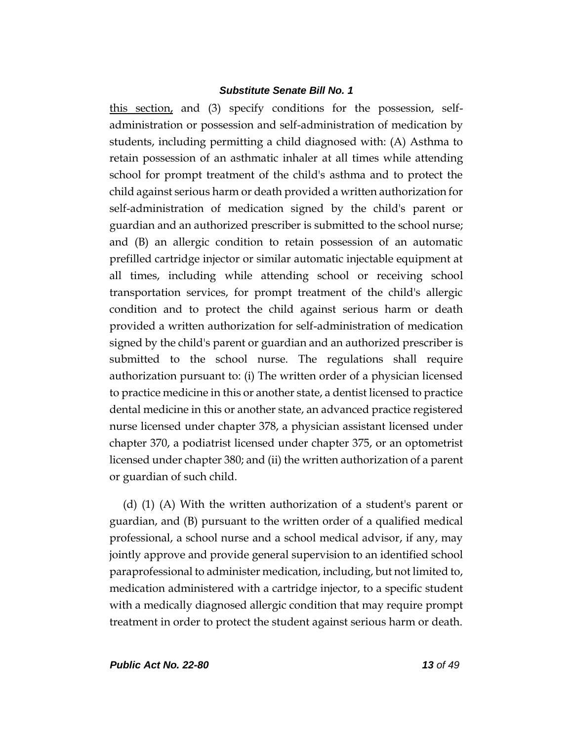this section, and (3) specify conditions for the possession, self-administration or possession and self-administration of medication by students, including permitting a child diagnosed with: (A) Asthma to retain possession of an asthmatic inhaler at all times while attending school for prompt treatment of the child's asthma and to protect the child against serious harm or death provided a written authorization for self-administration of medication signed by the child's parent or guardian and an authorized prescriber is submitted to the school nurse; and (B) an allergic condition to retain possession of an automatic prefilled cartridge injector or similar automatic injectable equipment at all times, including while attending school or receiving school transportation services, for prompt treatment of the child's allergic condition and to protect the child against serious harm or death provided a written authorization for self-administration of medication signed by the child's parent or guardian and an authorized prescriber is submitted to the school nurse. The regulations shall require authorization pursuant to: (i) The written order of a physician licensed to practice medicine in this or another state, a dentist licensed to practice dental medicine in this or another state, an advanced practice registered nurse licensed under chapter 378, a physician assistant licensed under chapter 370, a podiatrist licensed under chapter 375, or an optometrist licensed under chapter 380; and (ii) the written authorization of a parent or guardian of such child.

(d) (1) (A) With the written authorization of a student's parent or guardian, and (B) pursuant to the written order of a qualified medical professional, a school nurse and a school medical advisor, if any, may jointly approve and provide general supervision to an identified school paraprofessional to administer medication, including, but not limited to, medication administered with a cartridge injector, to a specific student with a medically diagnosed allergic condition that may require prompt treatment in order to protect the student against serious harm or death.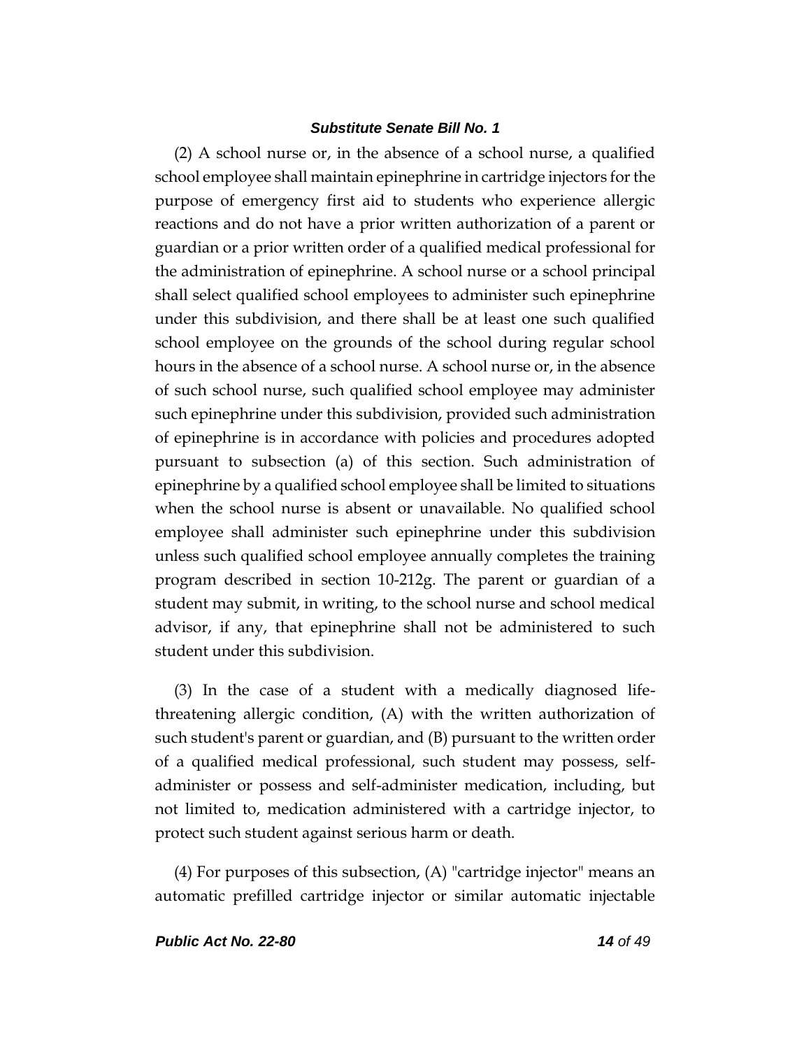(2) A school nurse or, in the absence of a school nurse, a qualified school employee shall maintain epinephrine in cartridge injectors for the purpose of emergency first aid to students who experience allergic reactions and do not have a prior written authorization of a parent or guardian or a prior written order of a qualified medical professional for the administration of epinephrine. A school nurse or a school principal shall select qualified school employees to administer such epinephrine under this subdivision, and there shall be at least one such qualified school employee on the grounds of the school during regular school hours in the absence of a school nurse. A school nurse or, in the absence of such school nurse, such qualified school employee may administer such epinephrine under this subdivision, provided such administration of epinephrine is in accordance with policies and procedures adopted pursuant to subsection (a) of this section. Such administration of epinephrine by a qualified school employee shall be limited to situations when the school nurse is absent or unavailable. No qualified school employee shall administer such epinephrine under this subdivision unless such qualified school employee annually completes the training program described in section 10-212g. The parent or guardian of a student may submit, in writing, to the school nurse and school medical advisor, if any, that epinephrine shall not be administered to such student under this subdivision.

(3) In the case of a student with a medically diagnosed life-threatening allergic condition, (A) with the written authorization of such student's parent or guardian, and (B) pursuant to the written order of a qualified medical professional, such student may possess, self-administer or possess and self-administer medication, including, but not limited to, medication administered with a cartridge injector, to protect such student against serious harm or death.

(4) For purposes of this subsection, (A) "cartridge injector" means an automatic prefilled cartridge injector or similar automatic injectable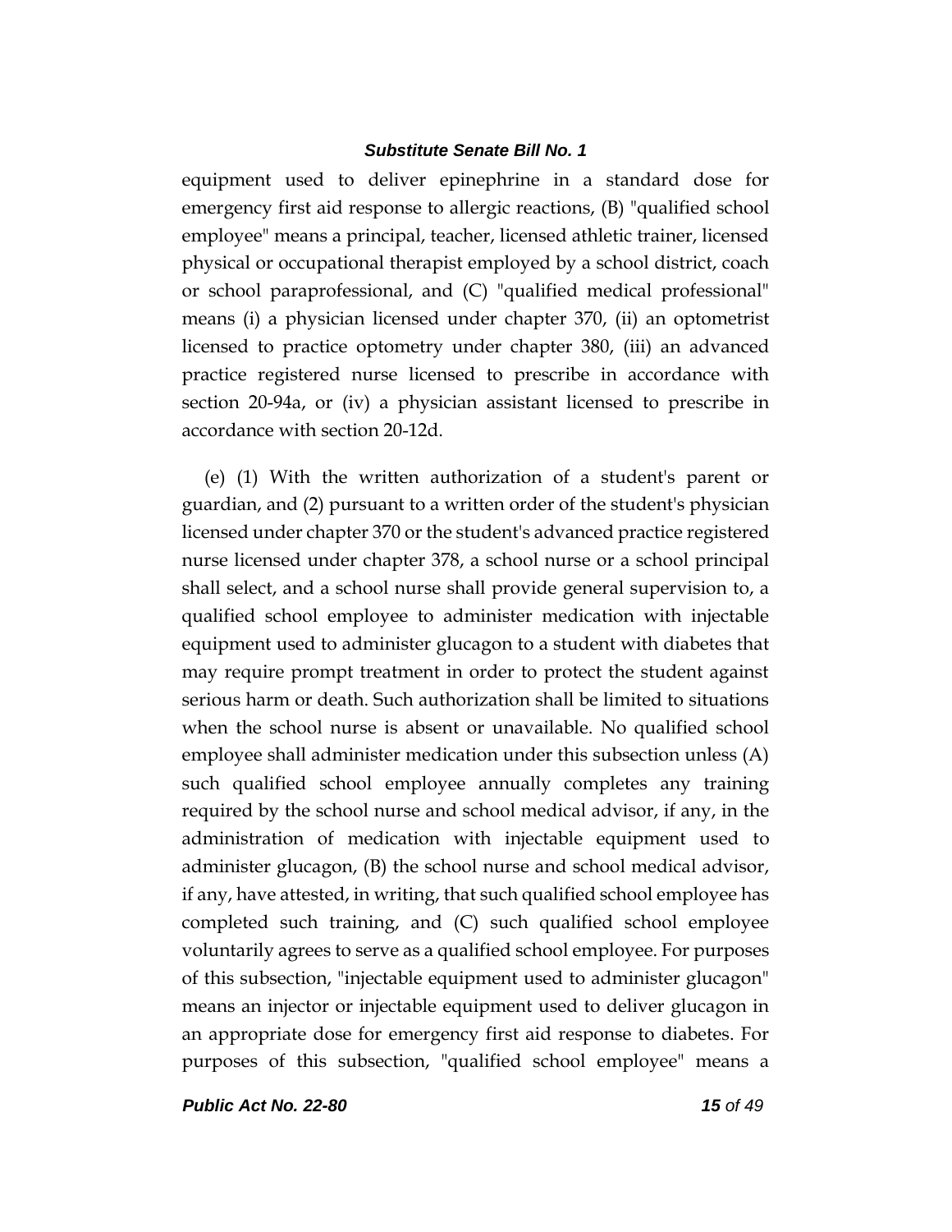equipment used to deliver epinephrine in a standard dose for emergency first aid response to allergic reactions, (B) "qualified school employee" means a principal, teacher, licensed athletic trainer, licensed physical or occupational therapist employed by a school district, coach or school paraprofessional, and (C) "qualified medical professional" means (i) a physician licensed under chapter 370, (ii) an optometrist licensed to practice optometry under chapter 380, (iii) an advanced practice registered nurse licensed to prescribe in accordance with section 20-94a, or (iv) a physician assistant licensed to prescribe in accordance with section 20-12d.

(e) (1) With the written authorization of a student's parent or guardian, and (2) pursuant to a written order of the student's physician licensed under chapter 370 or the student's advanced practice registered nurse licensed under chapter 378, a school nurse or a school principal shall select, and a school nurse shall provide general supervision to, a qualified school employee to administer medication with injectable equipment used to administer glucagon to a student with diabetes that may require prompt treatment in order to protect the student against serious harm or death. Such authorization shall be limited to situations when the school nurse is absent or unavailable. No qualified school employee shall administer medication under this subsection unless (A) such qualified school employee annually completes any training required by the school nurse and school medical advisor, if any, in the administration of medication with injectable equipment used to administer glucagon, (B) the school nurse and school medical advisor, if any, have attested, in writing, that such qualified school employee has completed such training, and (C) such qualified school employee voluntarily agrees to serve as a qualified school employee. For purposes of this subsection, "injectable equipment used to administer glucagon" means an injector or injectable equipment used to deliver glucagon in an appropriate dose for emergency first aid response to diabetes. For purposes of this subsection, "qualified school employee" means a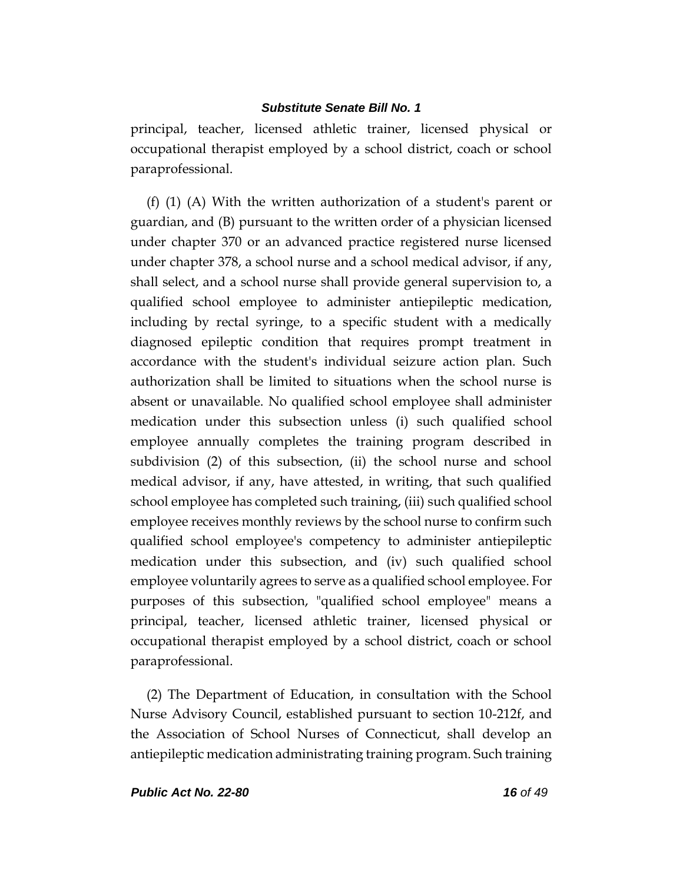principal, teacher, licensed athletic trainer, licensed physical or occupational therapist employed by a school district, coach or school paraprofessional.

(f) (1) (A) With the written authorization of a student's parent or guardian, and (B) pursuant to the written order of a physician licensed under chapter 370 or an advanced practice registered nurse licensed under chapter 378, a school nurse and a school medical advisor, if any, shall select, and a school nurse shall provide general supervision to, a qualified school employee to administer antiepileptic medication, including by rectal syringe, to a specific student with a medically diagnosed epileptic condition that requires prompt treatment in accordance with the student's individual seizure action plan. Such authorization shall be limited to situations when the school nurse is absent or unavailable. No qualified school employee shall administer medication under this subsection unless (i) such qualified school employee annually completes the training program described in subdivision (2) of this subsection, (ii) the school nurse and school medical advisor, if any, have attested, in writing, that such qualified school employee has completed such training, (iii) such qualified school employee receives monthly reviews by the school nurse to confirm such qualified school employee's competency to administer antiepileptic medication under this subsection, and (iv) such qualified school employee voluntarily agrees to serve as a qualified school employee. For purposes of this subsection, "qualified school employee" means a principal, teacher, licensed athletic trainer, licensed physical or occupational therapist employed by a school district, coach or school paraprofessional.

(2) The Department of Education, in consultation with the School Nurse Advisory Council, established pursuant to section 10-212f, and the Association of School Nurses of Connecticut, shall develop an antiepileptic medication administrating training program. Such training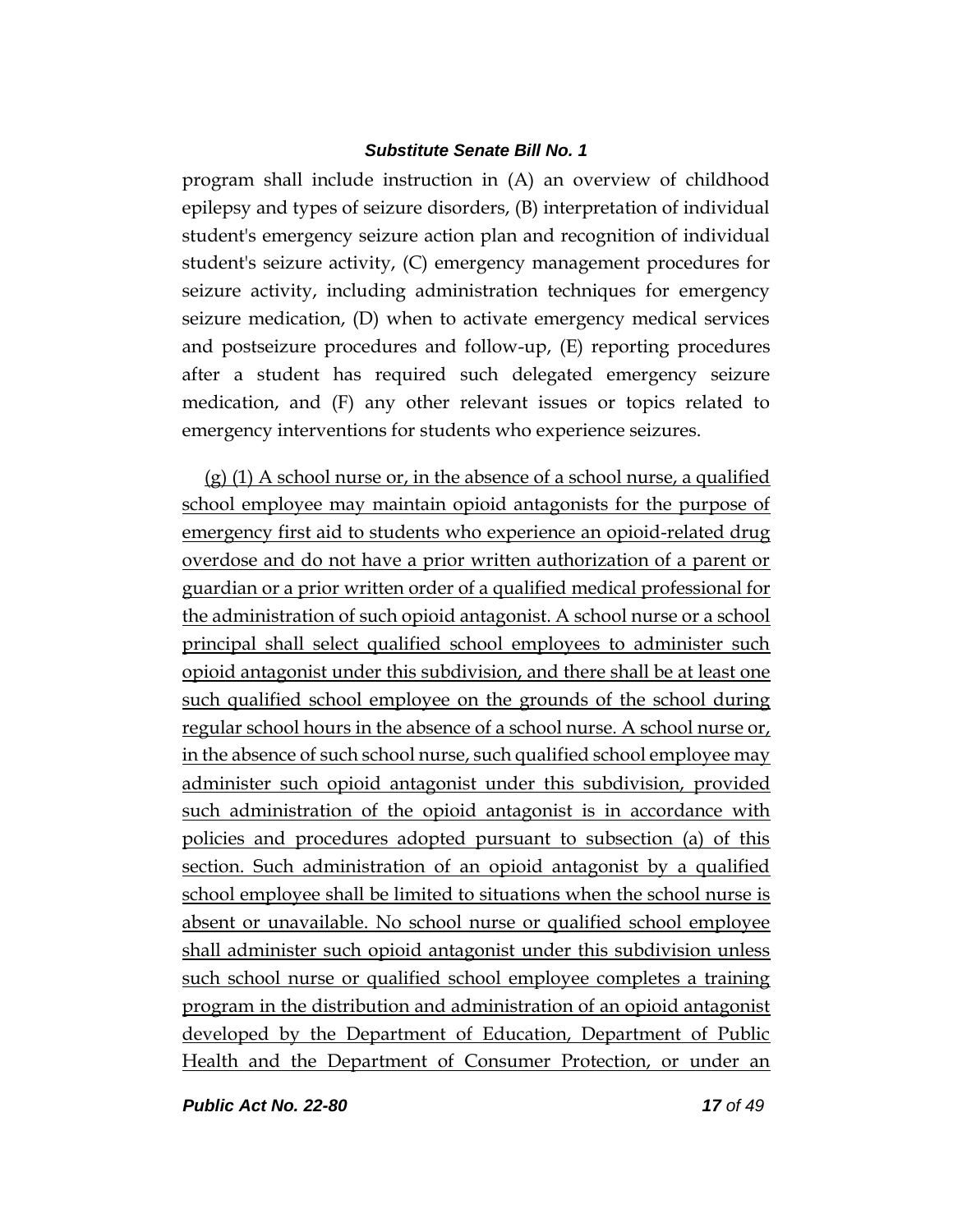program shall include instruction in (A) an overview of childhood epilepsy and types of seizure disorders, (B) interpretation of individual student's emergency seizure action plan and recognition of individual student's seizure activity, (C) emergency management procedures for seizure activity, including administration techniques for emergency seizure medication, (D) when to activate emergency medical services and postseizure procedures and follow-up, (E) reporting procedures after a student has required such delegated emergency seizure medication, and (F) any other relevant issues or topics related to emergency interventions for students who experience seizures.

<u>(g) (1) A school nurse or, in the absence of a school nurse, a qualified school employee may maintain opioid antagonists for the purpose of emergency first aid to students who experience an opioid-related drug overdose and do not have a prior written authorization of a parent or guardian or a prior written order of a qualified medical professional for the administration of such opioid antagonist. A school nurse or a school principal shall select qualified school employees to administer such opioid antagonist under this subdivision, and there shall be at least one such qualified school employee on the grounds of the school during regular school hours in the absence of a school nurse. A school nurse or, in the absence of such school nurse, such qualified school employee may administer such opioid antagonist under this subdivision, provided such administration of the opioid antagonist is in accordance with policies and procedures adopted pursuant to subsection (a) of this section. Such administration of an opioid antagonist by a qualified school employee shall be limited to situations when the school nurse is absent or unavailable. No school nurse or qualified school employee shall administer such opioid antagonist under this subdivision unless such school nurse or qualified school employee completes a training program in the distribution and administration of an opioid antagonist developed by the Department of Education, Department of Public Health and the Department of Consumer Protection, or under an</u>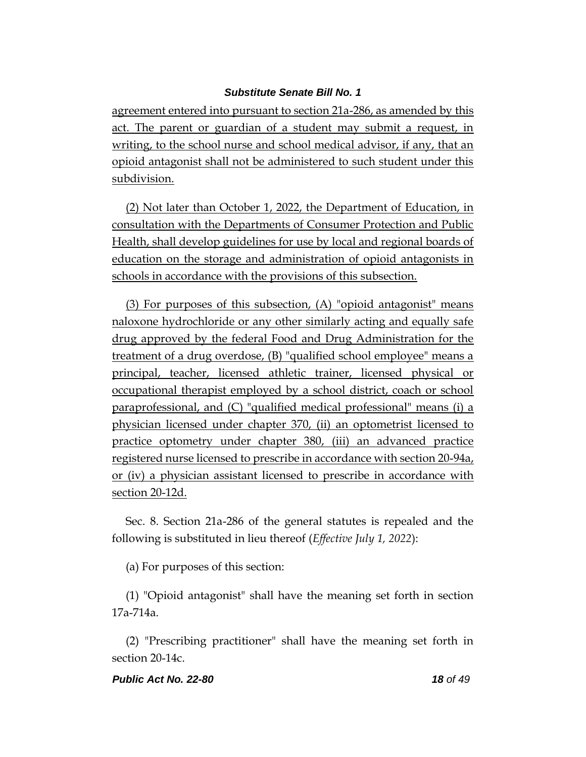agreement entered into pursuant to section 21a-286, as amended by this act. The parent or guardian of a student may submit a request, in writing, to the school nurse and school medical advisor, if any, that an opioid antagonist shall not be administered to such student under this subdivision.

(2) Not later than October 1, 2022, the Department of Education, in consultation with the Departments of Consumer Protection and Public Health, shall develop guidelines for use by local and regional boards of education on the storage and administration of opioid antagonists in schools in accordance with the provisions of this subsection.

(3) For purposes of this subsection, (A) "opioid antagonist" means naloxone hydrochloride or any other similarly acting and equally safe drug approved by the federal Food and Drug Administration for the treatment of a drug overdose, (B) "qualified school employee" means a principal, teacher, licensed athletic trainer, licensed physical or occupational therapist employed by a school district, coach or school paraprofessional, and (C) "qualified medical professional" means (i) a physician licensed under chapter 370, (ii) an optometrist licensed to practice optometry under chapter 380, (iii) an advanced practice registered nurse licensed to prescribe in accordance with section 20-94a, or (iv) a physician assistant licensed to prescribe in accordance with section 20-12d.

Sec. 8. Section 21a-286 of the general statutes is repealed and the following is substituted in lieu thereof (*Effective July 1, 2022*):

(a) For purposes of this section:

(1) "Opioid antagonist" shall have the meaning set forth in section 17a-714a.

(2) "Prescribing practitioner" shall have the meaning set forth in section 20-14c.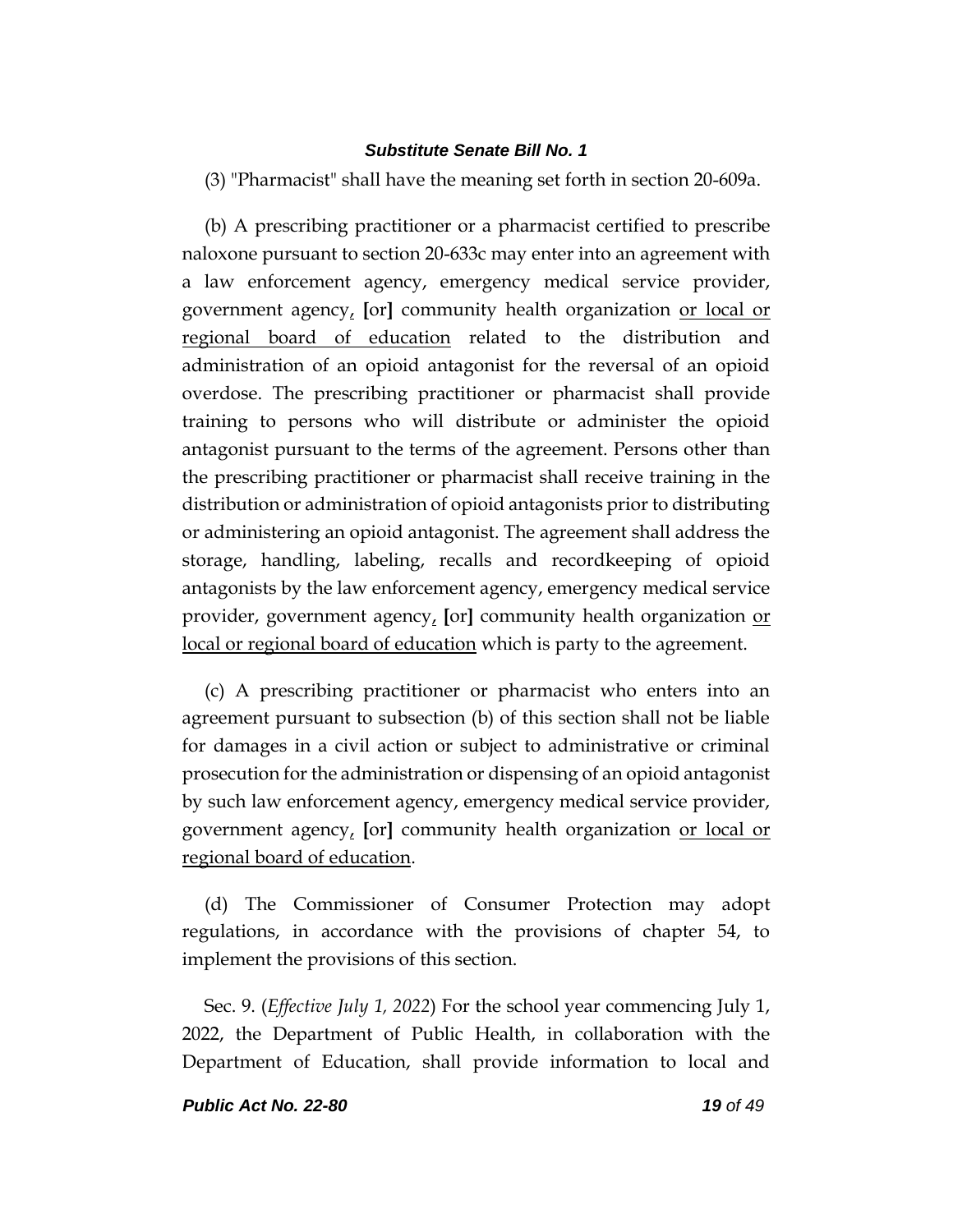(3) "Pharmacist" shall have the meaning set forth in section 20-609a.

(b) A prescribing practitioner or a pharmacist certified to prescribe naloxone pursuant to section 20-633c may enter into an agreement with a law enforcement agency, emergency medical service provider, government agency<u>,</u> **[**or**]** community health organization <u>or local or regional board of education</u> related to the distribution and administration of an opioid antagonist for the reversal of an opioid overdose. The prescribing practitioner or pharmacist shall provide training to persons who will distribute or administer the opioid antagonist pursuant to the terms of the agreement. Persons other than the prescribing practitioner or pharmacist shall receive training in the distribution or administration of opioid antagonists prior to distributing or administering an opioid antagonist. The agreement shall address the storage, handling, labeling, recalls and recordkeeping of opioid antagonists by the law enforcement agency, emergency medical service provider, government agency<u>,</u> **[**or**]** community health organization <u>or local or regional board of education</u> which is party to the agreement.

(c) A prescribing practitioner or pharmacist who enters into an agreement pursuant to subsection (b) of this section shall not be liable for damages in a civil action or subject to administrative or criminal prosecution for the administration or dispensing of an opioid antagonist by such law enforcement agency, emergency medical service provider, government agency<u>,</u> **[**or**]** community health organization <u>or local or regional board of education</u>.

(d) The Commissioner of Consumer Protection may adopt regulations, in accordance with the provisions of chapter 54, to implement the provisions of this section.

Sec. 9. (*Effective July 1, 2022*) For the school year commencing July 1, 2022, the Department of Public Health, in collaboration with the Department of Education, shall provide information to local and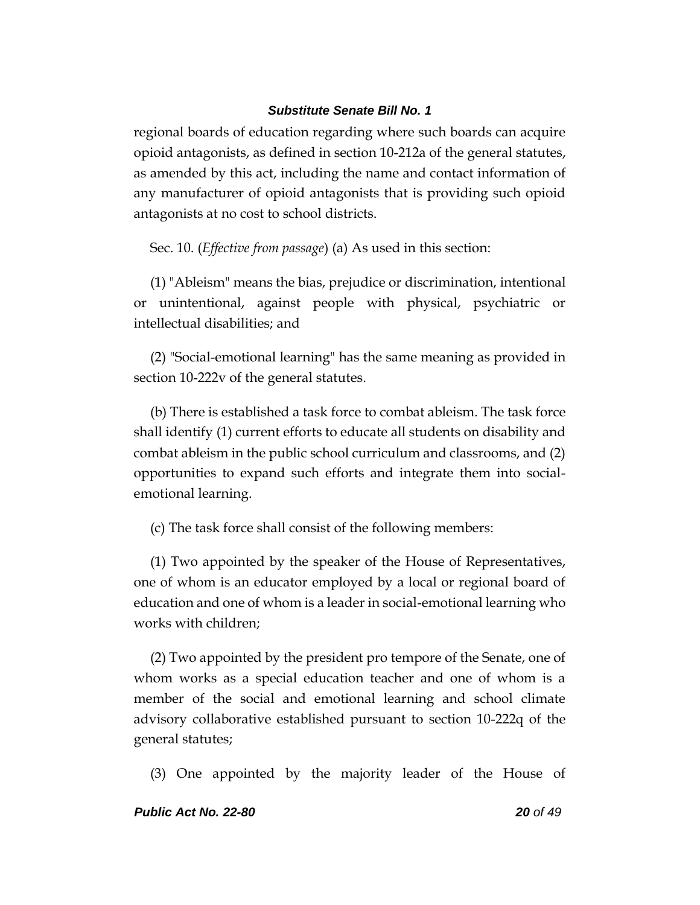regional boards of education regarding where such boards can acquire opioid antagonists, as defined in section 10-212a of the general statutes, as amended by this act, including the name and contact information of any manufacturer of opioid antagonists that is providing such opioid antagonists at no cost to school districts.

Sec. 10. (*Effective from passage*) (a) As used in this section:

(1) "Ableism" means the bias, prejudice or discrimination, intentional or unintentional, against people with physical, psychiatric or intellectual disabilities; and

(2) "Social-emotional learning" has the same meaning as provided in section 10-222v of the general statutes.

(b) There is established a task force to combat ableism. The task force shall identify (1) current efforts to educate all students on disability and combat ableism in the public school curriculum and classrooms, and (2) opportunities to expand such efforts and integrate them into social-emotional learning.

(c) The task force shall consist of the following members:

(1) Two appointed by the speaker of the House of Representatives, one of whom is an educator employed by a local or regional board of education and one of whom is a leader in social-emotional learning who works with children;

(2) Two appointed by the president pro tempore of the Senate, one of whom works as a special education teacher and one of whom is a member of the social and emotional learning and school climate advisory collaborative established pursuant to section 10-222q of the general statutes;

(3) One appointed by the majority leader of the House of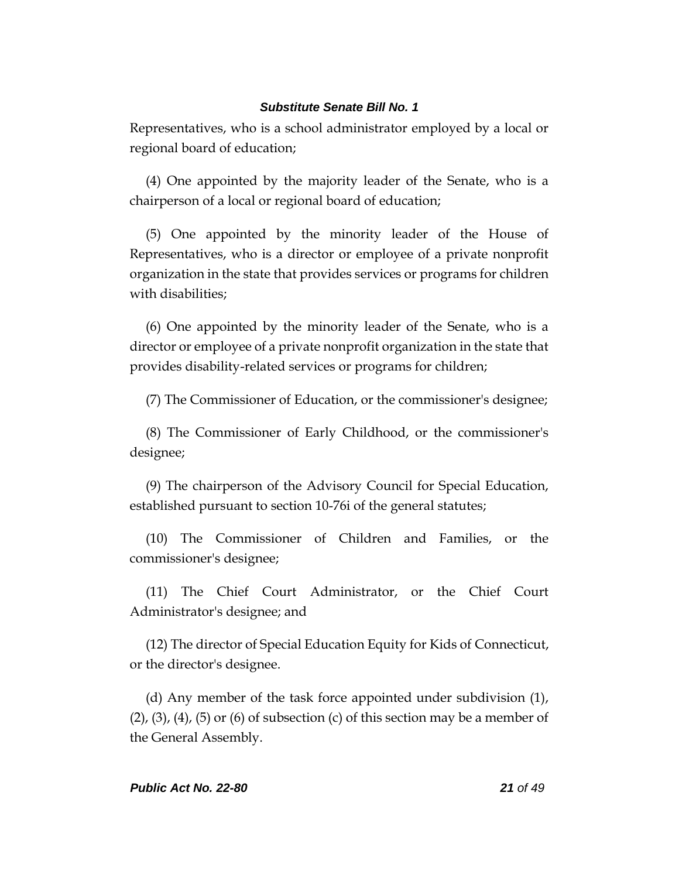Representatives, who is a school administrator employed by a local or regional board of education;

(4) One appointed by the majority leader of the Senate, who is a chairperson of a local or regional board of education;

(5) One appointed by the minority leader of the House of Representatives, who is a director or employee of a private nonprofit organization in the state that provides services or programs for children with disabilities;

(6) One appointed by the minority leader of the Senate, who is a director or employee of a private nonprofit organization in the state that provides disability-related services or programs for children;

(7) The Commissioner of Education, or the commissioner's designee;

(8) The Commissioner of Early Childhood, or the commissioner's designee;

(9) The chairperson of the Advisory Council for Special Education, established pursuant to section 10-76i of the general statutes;

(10) The Commissioner of Children and Families, or the commissioner's designee;

(11) The Chief Court Administrator, or the Chief Court Administrator's designee; and

(12) The director of Special Education Equity for Kids of Connecticut, or the director's designee.

(d) Any member of the task force appointed under subdivision (1), (2), (3), (4), (5) or (6) of subsection (c) of this section may be a member of the General Assembly.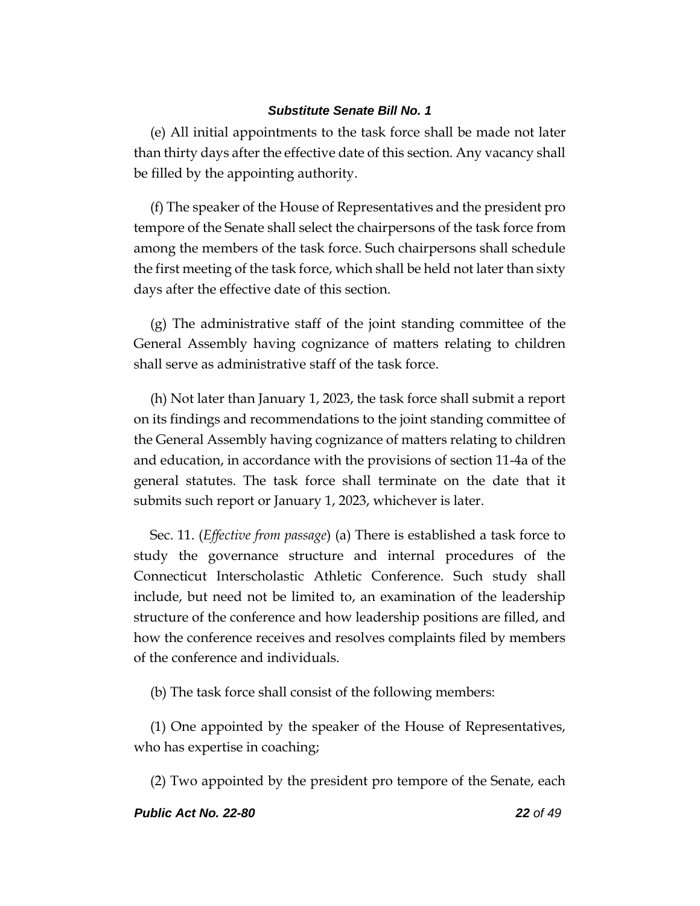(e) All initial appointments to the task force shall be made not later than thirty days after the effective date of this section. Any vacancy shall be filled by the appointing authority.

(f) The speaker of the House of Representatives and the president pro tempore of the Senate shall select the chairpersons of the task force from among the members of the task force. Such chairpersons shall schedule the first meeting of the task force, which shall be held not later than sixty days after the effective date of this section.

(g) The administrative staff of the joint standing committee of the General Assembly having cognizance of matters relating to children shall serve as administrative staff of the task force.

(h) Not later than January 1, 2023, the task force shall submit a report on its findings and recommendations to the joint standing committee of the General Assembly having cognizance of matters relating to children and education, in accordance with the provisions of section 11-4a of the general statutes. The task force shall terminate on the date that it submits such report or January 1, 2023, whichever is later.

Sec. 11. (*Effective from passage*) (a) There is established a task force to study the governance structure and internal procedures of the Connecticut Interscholastic Athletic Conference. Such study shall include, but need not be limited to, an examination of the leadership structure of the conference and how leadership positions are filled, and how the conference receives and resolves complaints filed by members of the conference and individuals.

(b) The task force shall consist of the following members:

(1) One appointed by the speaker of the House of Representatives, who has expertise in coaching;

(2) Two appointed by the president pro tempore of the Senate, each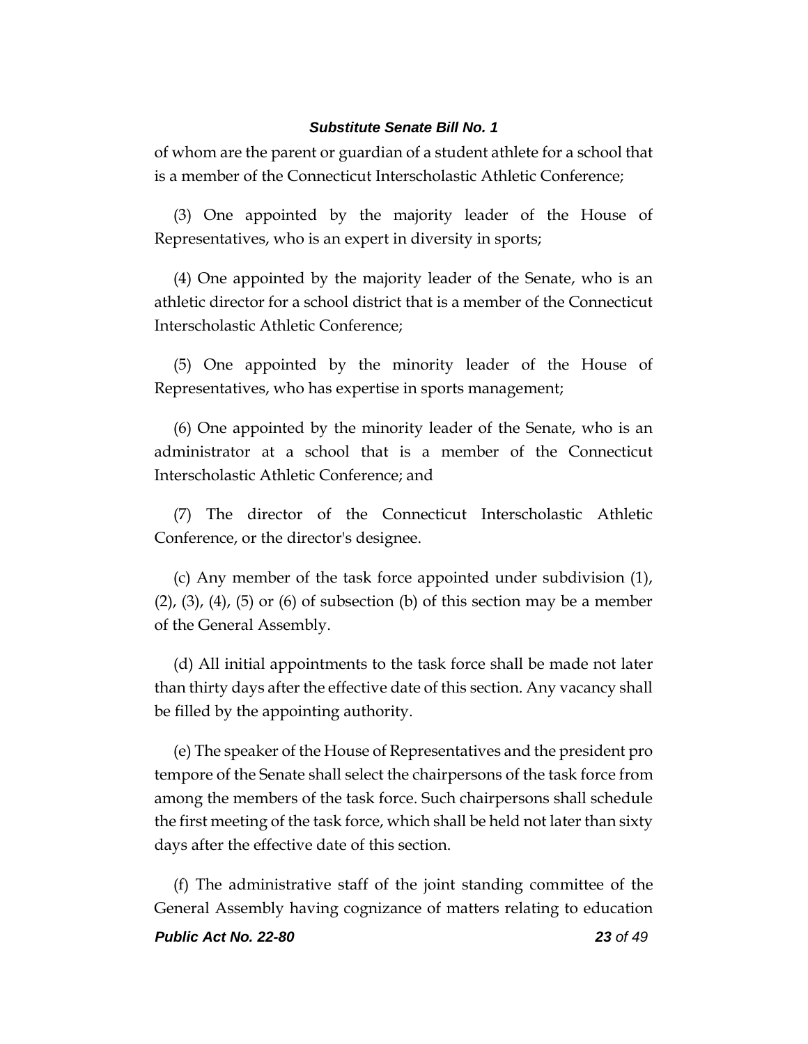of whom are the parent or guardian of a student athlete for a school that is a member of the Connecticut Interscholastic Athletic Conference;

(3) One appointed by the majority leader of the House of Representatives, who is an expert in diversity in sports;

(4) One appointed by the majority leader of the Senate, who is an athletic director for a school district that is a member of the Connecticut Interscholastic Athletic Conference;

(5) One appointed by the minority leader of the House of Representatives, who has expertise in sports management;

(6) One appointed by the minority leader of the Senate, who is an administrator at a school that is a member of the Connecticut Interscholastic Athletic Conference; and

(7) The director of the Connecticut Interscholastic Athletic Conference, or the director's designee.

(c) Any member of the task force appointed under subdivision (1), (2), (3), (4), (5) or (6) of subsection (b) of this section may be a member of the General Assembly.

(d) All initial appointments to the task force shall be made not later than thirty days after the effective date of this section. Any vacancy shall be filled by the appointing authority.

(e) The speaker of the House of Representatives and the president pro tempore of the Senate shall select the chairpersons of the task force from among the members of the task force. Such chairpersons shall schedule the first meeting of the task force, which shall be held not later than sixty days after the effective date of this section.

(f) The administrative staff of the joint standing committee of the General Assembly having cognizance of matters relating to education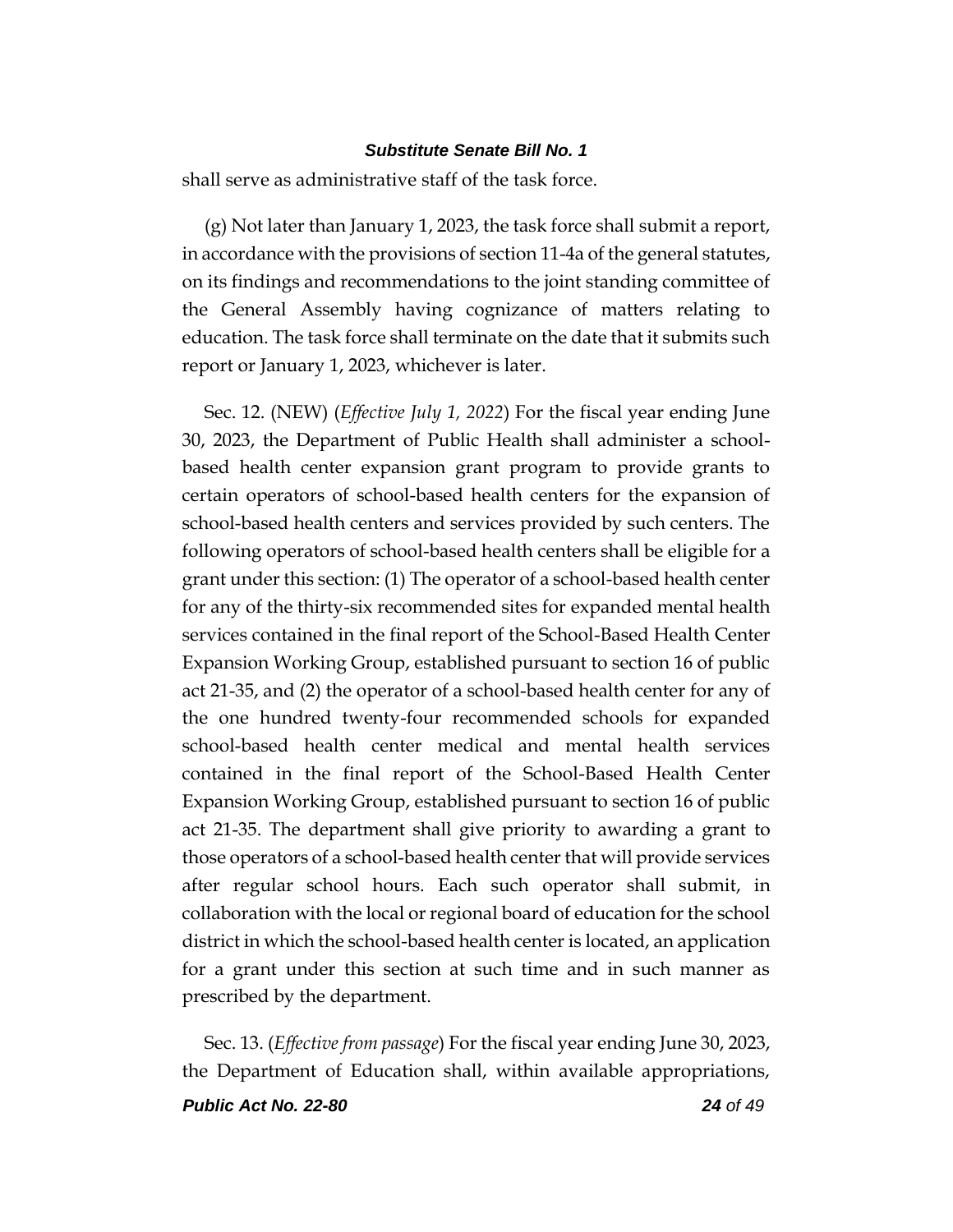shall serve as administrative staff of the task force.

(g) Not later than January 1, 2023, the task force shall submit a report, in accordance with the provisions of section 11-4a of the general statutes, on its findings and recommendations to the joint standing committee of the General Assembly having cognizance of matters relating to education. The task force shall terminate on the date that it submits such report or January 1, 2023, whichever is later.

Sec. 12. (NEW) (*Effective July 1, 2022*) For the fiscal year ending June 30, 2023, the Department of Public Health shall administer a school-based health center expansion grant program to provide grants to certain operators of school-based health centers for the expansion of school-based health centers and services provided by such centers. The following operators of school-based health centers shall be eligible for a grant under this section: (1) The operator of a school-based health center for any of the thirty-six recommended sites for expanded mental health services contained in the final report of the School-Based Health Center Expansion Working Group, established pursuant to section 16 of public act 21-35, and (2) the operator of a school-based health center for any of the one hundred twenty-four recommended schools for expanded school-based health center medical and mental health services contained in the final report of the School-Based Health Center Expansion Working Group, established pursuant to section 16 of public act 21-35. The department shall give priority to awarding a grant to those operators of a school-based health center that will provide services after regular school hours. Each such operator shall submit, in collaboration with the local or regional board of education for the school district in which the school-based health center is located, an application for a grant under this section at such time and in such manner as prescribed by the department.

Sec. 13. (*Effective from passage*) For the fiscal year ending June 30, 2023, the Department of Education shall, within available appropriations,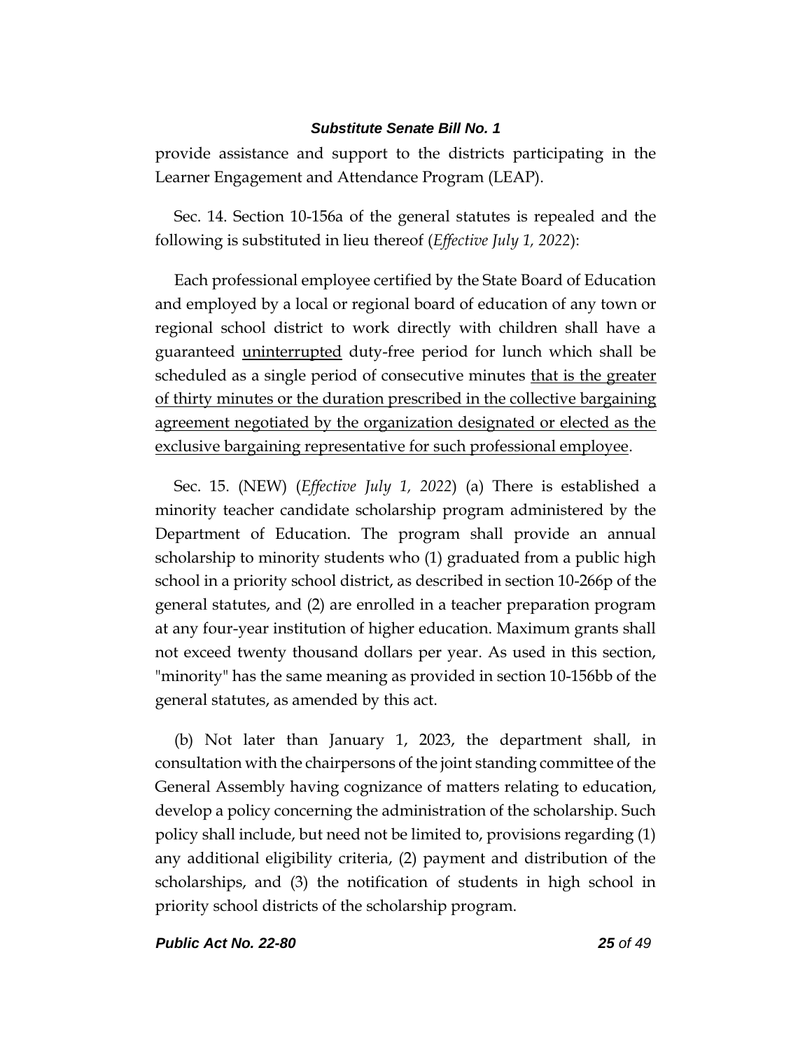provide assistance and support to the districts participating in the Learner Engagement and Attendance Program (LEAP).

Sec. 14. Section 10-156a of the general statutes is repealed and the following is substituted in lieu thereof (*Effective July 1, 2022*):

Each professional employee certified by the State Board of Education and employed by a local or regional board of education of any town or regional school district to work directly with children shall have a guaranteed <u>uninterrupted</u> duty-free period for lunch which shall be scheduled as a single period of consecutive minutes <u>that is the greater of thirty minutes or the duration prescribed in the collective bargaining agreement negotiated by the organization designated or elected as the exclusive bargaining representative for such professional employee</u>.

Sec. 15. (NEW) (*Effective July 1, 2022*) (a) There is established a minority teacher candidate scholarship program administered by the Department of Education. The program shall provide an annual scholarship to minority students who (1) graduated from a public high school in a priority school district, as described in section 10-266p of the general statutes, and (2) are enrolled in a teacher preparation program at any four-year institution of higher education. Maximum grants shall not exceed twenty thousand dollars per year. As used in this section, "minority" has the same meaning as provided in section 10-156bb of the general statutes, as amended by this act.

(b) Not later than January 1, 2023, the department shall, in consultation with the chairpersons of the joint standing committee of the General Assembly having cognizance of matters relating to education, develop a policy concerning the administration of the scholarship. Such policy shall include, but need not be limited to, provisions regarding (1) any additional eligibility criteria, (2) payment and distribution of the scholarships, and (3) the notification of students in high school in priority school districts of the scholarship program.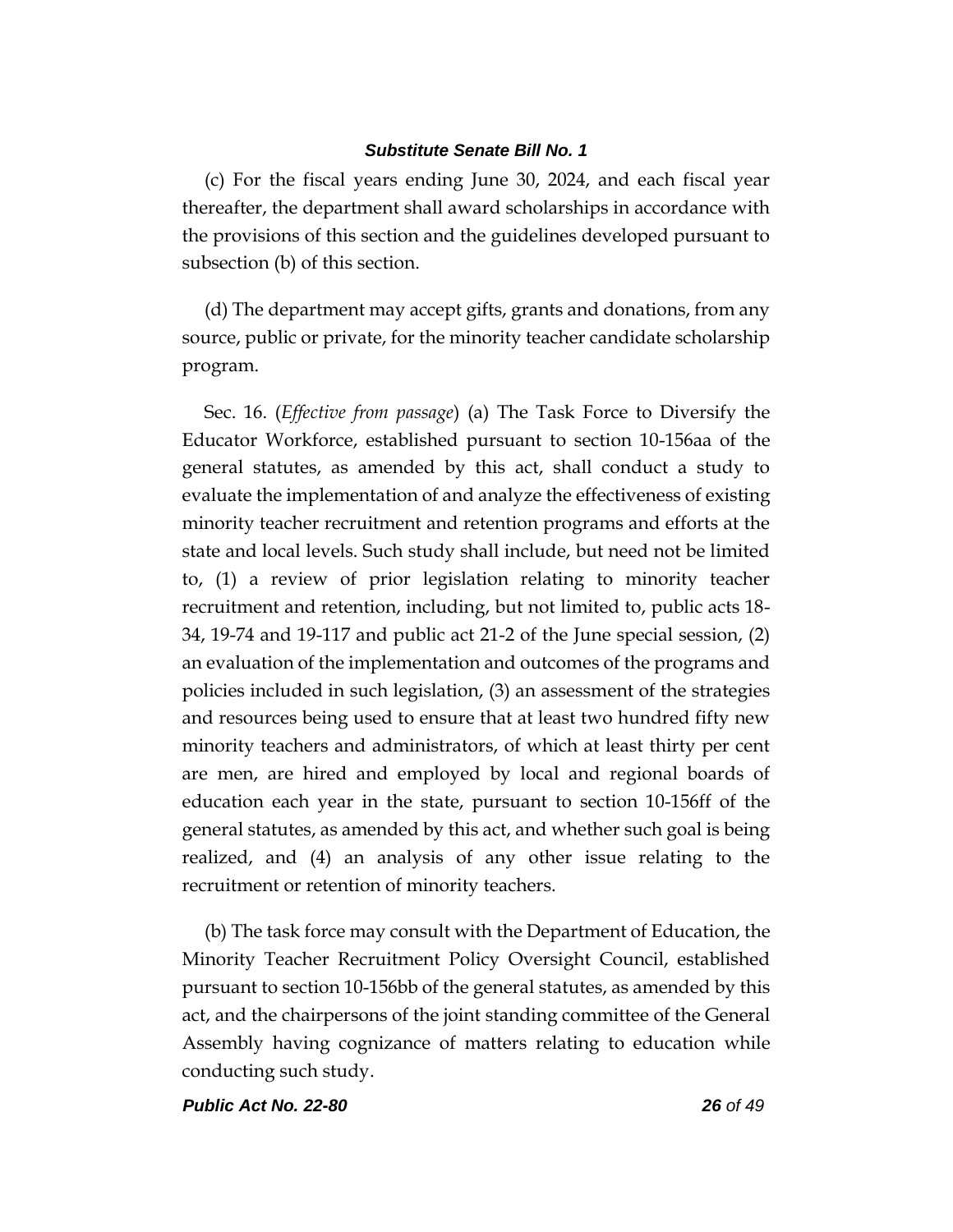(c) For the fiscal years ending June 30, 2024, and each fiscal year thereafter, the department shall award scholarships in accordance with the provisions of this section and the guidelines developed pursuant to subsection (b) of this section.

(d) The department may accept gifts, grants and donations, from any source, public or private, for the minority teacher candidate scholarship program.

Sec. 16. (*Effective from passage*) (a) The Task Force to Diversify the Educator Workforce, established pursuant to section 10-156aa of the general statutes, as amended by this act, shall conduct a study to evaluate the implementation of and analyze the effectiveness of existing minority teacher recruitment and retention programs and efforts at the state and local levels. Such study shall include, but need not be limited to, (1) a review of prior legislation relating to minority teacher recruitment and retention, including, but not limited to, public acts 18-34, 19-74 and 19-117 and public act 21-2 of the June special session, (2) an evaluation of the implementation and outcomes of the programs and policies included in such legislation, (3) an assessment of the strategies and resources being used to ensure that at least two hundred fifty new minority teachers and administrators, of which at least thirty per cent are men, are hired and employed by local and regional boards of education each year in the state, pursuant to section 10-156ff of the general statutes, as amended by this act, and whether such goal is being realized, and (4) an analysis of any other issue relating to the recruitment or retention of minority teachers.

(b) The task force may consult with the Department of Education, the Minority Teacher Recruitment Policy Oversight Council, established pursuant to section 10-156bb of the general statutes, as amended by this act, and the chairpersons of the joint standing committee of the General Assembly having cognizance of matters relating to education while conducting such study.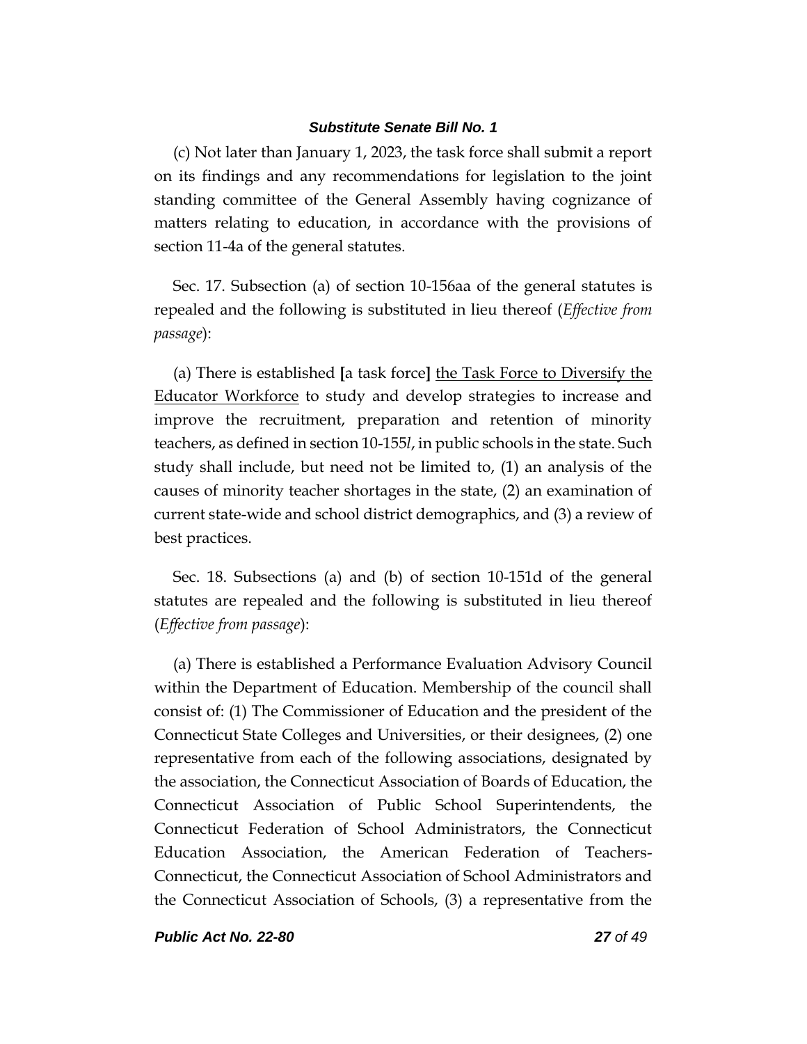(c) Not later than January 1, 2023, the task force shall submit a report on its findings and any recommendations for legislation to the joint standing committee of the General Assembly having cognizance of matters relating to education, in accordance with the provisions of section 11-4a of the general statutes.

Sec. 17. Subsection (a) of section 10-156aa of the general statutes is repealed and the following is substituted in lieu thereof (*Effective from passage*):

(a) There is established **[**a task force**]** <u>the Task Force to Diversify the Educator Workforce</u> to study and develop strategies to increase and improve the recruitment, preparation and retention of minority teachers, as defined in section 10-155*l*, in public schools in the state. Such study shall include, but need not be limited to, (1) an analysis of the causes of minority teacher shortages in the state, (2) an examination of current state-wide and school district demographics, and (3) a review of best practices.

Sec. 18. Subsections (a) and (b) of section 10-151d of the general statutes are repealed and the following is substituted in lieu thereof (*Effective from passage*):

(a) There is established a Performance Evaluation Advisory Council within the Department of Education. Membership of the council shall consist of: (1) The Commissioner of Education and the president of the Connecticut State Colleges and Universities, or their designees, (2) one representative from each of the following associations, designated by the association, the Connecticut Association of Boards of Education, the Connecticut Association of Public School Superintendents, the Connecticut Federation of School Administrators, the Connecticut Education Association, the American Federation of Teachers-Connecticut, the Connecticut Association of School Administrators and the Connecticut Association of Schools, (3) a representative from the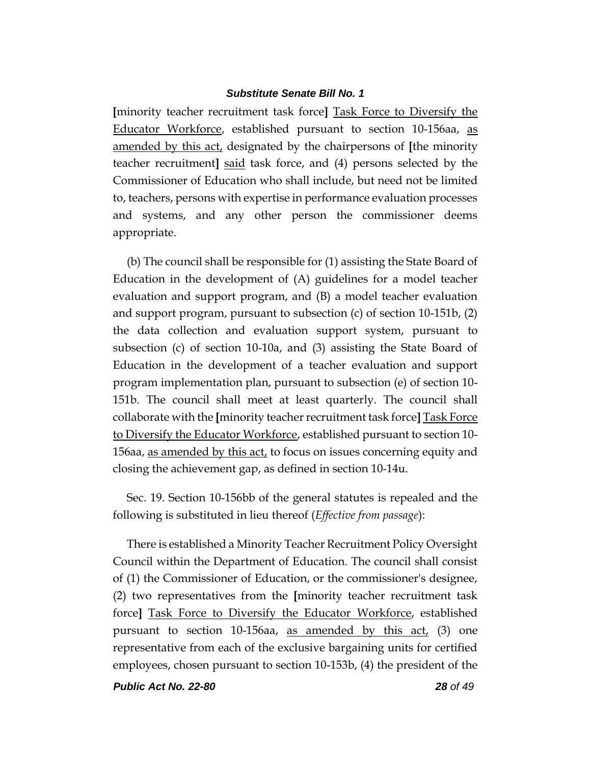[minority teacher recruitment task force] Task Force to Diversify the Educator Workforce, established pursuant to section 10-156aa, as amended by this act, designated by the chairpersons of [the minority teacher recruitment] said task force, and (4) persons selected by the Commissioner of Education who shall include, but need not be limited to, teachers, persons with expertise in performance evaluation processes and systems, and any other person the commissioner deems appropriate.

(b) The council shall be responsible for (1) assisting the State Board of Education in the development of (A) guidelines for a model teacher evaluation and support program, and (B) a model teacher evaluation and support program, pursuant to subsection (c) of section 10-151b, (2) the data collection and evaluation support system, pursuant to subsection (c) of section 10-10a, and (3) assisting the State Board of Education in the development of a teacher evaluation and support program implementation plan, pursuant to subsection (e) of section 10-151b. The council shall meet at least quarterly. The council shall collaborate with the [minority teacher recruitment task force] Task Force to Diversify the Educator Workforce, established pursuant to section 10-156aa, as amended by this act, to focus on issues concerning equity and closing the achievement gap, as defined in section 10-14u.

Sec. 19. Section 10-156bb of the general statutes is repealed and the following is substituted in lieu thereof (*Effective from passage*):

There is established a Minority Teacher Recruitment Policy Oversight Council within the Department of Education. The council shall consist of (1) the Commissioner of Education, or the commissioner's designee, (2) two representatives from the [minority teacher recruitment task force] Task Force to Diversify the Educator Workforce, established pursuant to section 10-156aa, as amended by this act, (3) one representative from each of the exclusive bargaining units for certified employees, chosen pursuant to section 10-153b, (4) the president of the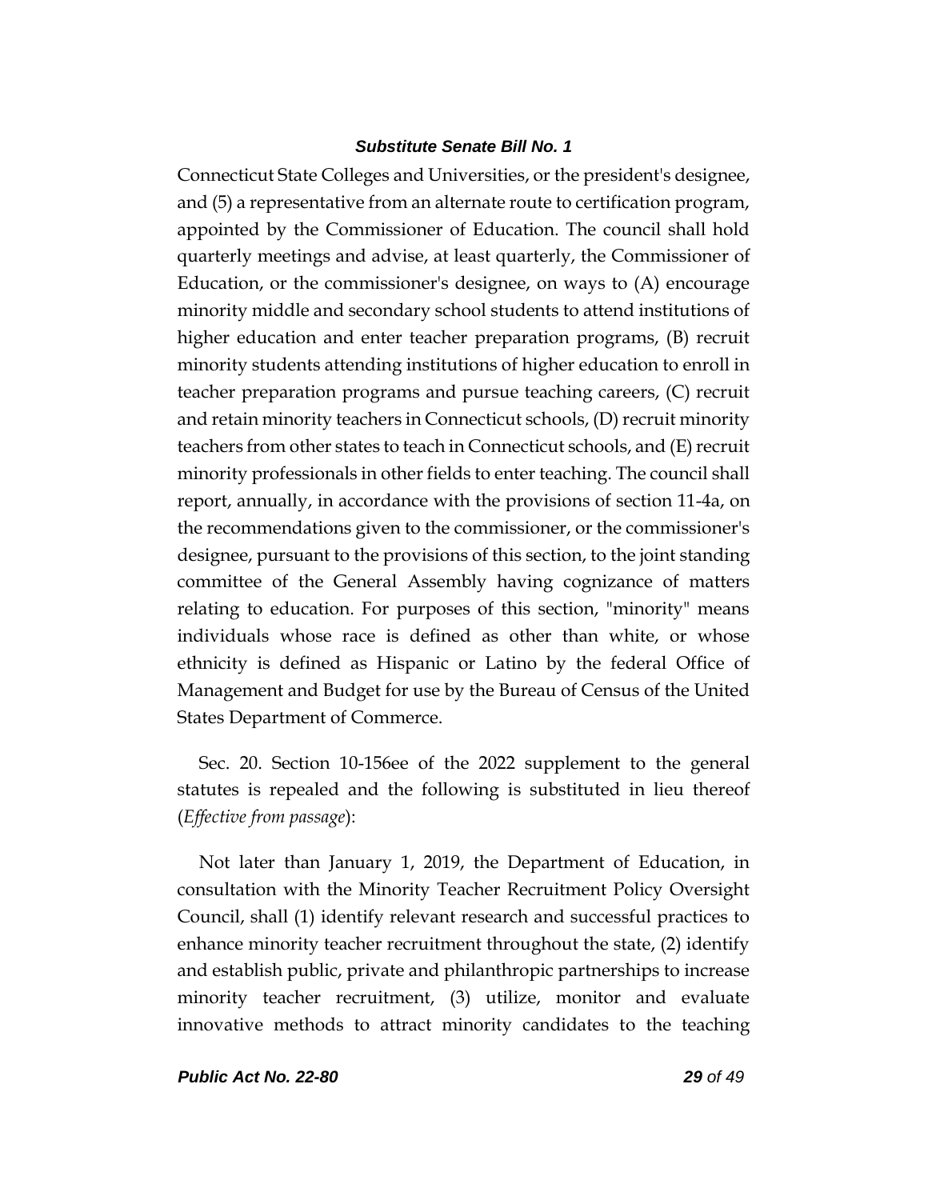Connecticut State Colleges and Universities, or the president's designee, and (5) a representative from an alternate route to certification program, appointed by the Commissioner of Education. The council shall hold quarterly meetings and advise, at least quarterly, the Commissioner of Education, or the commissioner's designee, on ways to (A) encourage minority middle and secondary school students to attend institutions of higher education and enter teacher preparation programs, (B) recruit minority students attending institutions of higher education to enroll in teacher preparation programs and pursue teaching careers, (C) recruit and retain minority teachers in Connecticut schools, (D) recruit minority teachers from other states to teach in Connecticut schools, and (E) recruit minority professionals in other fields to enter teaching. The council shall report, annually, in accordance with the provisions of section 11-4a, on the recommendations given to the commissioner, or the commissioner's designee, pursuant to the provisions of this section, to the joint standing committee of the General Assembly having cognizance of matters relating to education. For purposes of this section, "minority" means individuals whose race is defined as other than white, or whose ethnicity is defined as Hispanic or Latino by the federal Office of Management and Budget for use by the Bureau of Census of the United States Department of Commerce.

Sec. 20. Section 10-156ee of the 2022 supplement to the general statutes is repealed and the following is substituted in lieu thereof (*Effective from passage*):

Not later than January 1, 2019, the Department of Education, in consultation with the Minority Teacher Recruitment Policy Oversight Council, shall (1) identify relevant research and successful practices to enhance minority teacher recruitment throughout the state, (2) identify and establish public, private and philanthropic partnerships to increase minority teacher recruitment, (3) utilize, monitor and evaluate innovative methods to attract minority candidates to the teaching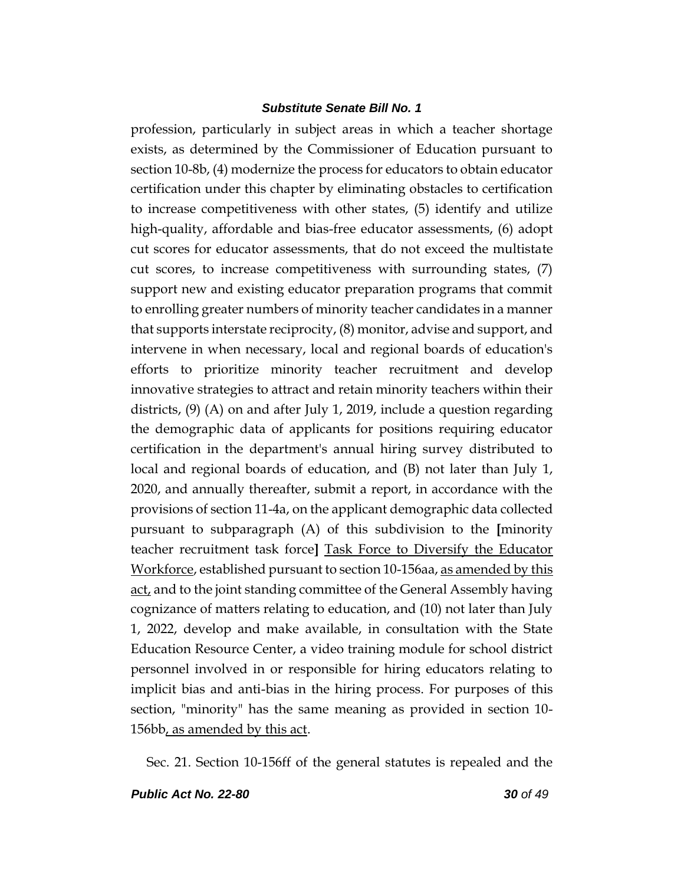profession, particularly in subject areas in which a teacher shortage exists, as determined by the Commissioner of Education pursuant to section 10-8b, (4) modernize the process for educators to obtain educator certification under this chapter by eliminating obstacles to certification to increase competitiveness with other states, (5) identify and utilize high-quality, affordable and bias-free educator assessments, (6) adopt cut scores for educator assessments, that do not exceed the multistate cut scores, to increase competitiveness with surrounding states, (7) support new and existing educator preparation programs that commit to enrolling greater numbers of minority teacher candidates in a manner that supports interstate reciprocity, (8) monitor, advise and support, and intervene in when necessary, local and regional boards of education's efforts to prioritize minority teacher recruitment and develop innovative strategies to attract and retain minority teachers within their districts, (9) (A) on and after July 1, 2019, include a question regarding the demographic data of applicants for positions requiring educator certification in the department's annual hiring survey distributed to local and regional boards of education, and (B) not later than July 1, 2020, and annually thereafter, submit a report, in accordance with the provisions of section 11-4a, on the applicant demographic data collected pursuant to subparagraph (A) of this subdivision to the **[**minority teacher recruitment task force**]** <u>Task Force to Diversify the Educator Workforce</u>, established pursuant to section 10-156aa, <u>as amended by this act,</u> and to the joint standing committee of the General Assembly having cognizance of matters relating to education, and (10) not later than July 1, 2022, develop and make available, in consultation with the State Education Resource Center, a video training module for school district personnel involved in or responsible for hiring educators relating to implicit bias and anti-bias in the hiring process. For purposes of this section, "minority" has the same meaning as provided in section 10-156bb<u>, as amended by this act</u>.

Sec. 21. Section 10-156ff of the general statutes is repealed and the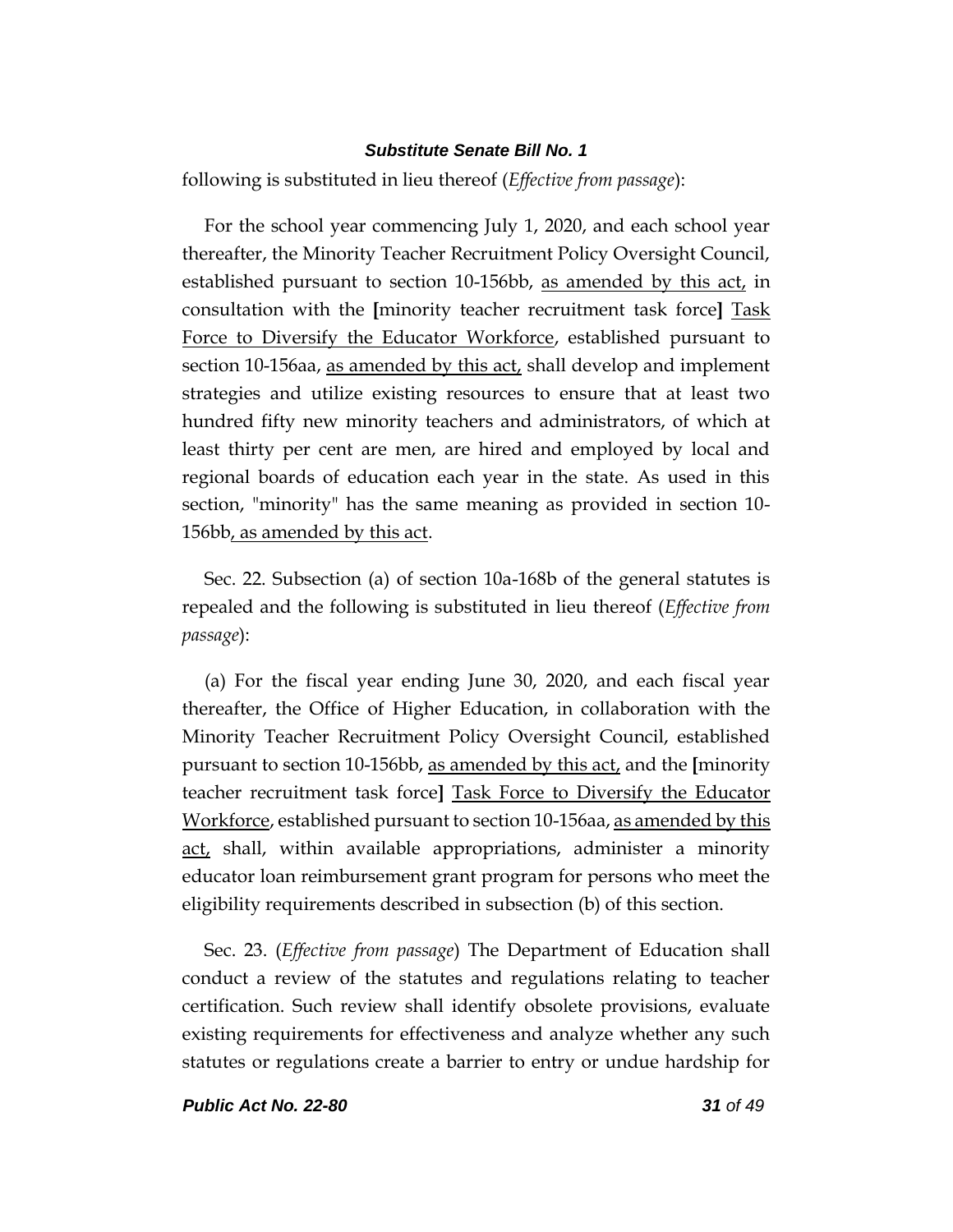following is substituted in lieu thereof (*Effective from passage*):

For the school year commencing July 1, 2020, and each school year thereafter, the Minority Teacher Recruitment Policy Oversight Council, established pursuant to section 10-156bb, as amended by this act, in consultation with the [minority teacher recruitment task force] Task Force to Diversify the Educator Workforce, established pursuant to section 10-156aa, as amended by this act, shall develop and implement strategies and utilize existing resources to ensure that at least two hundred fifty new minority teachers and administrators, of which at least thirty per cent are men, are hired and employed by local and regional boards of education each year in the state. As used in this section, "minority" has the same meaning as provided in section 10-156bb, as amended by this act.

Sec. 22. Subsection (a) of section 10a-168b of the general statutes is repealed and the following is substituted in lieu thereof (*Effective from passage*):

(a) For the fiscal year ending June 30, 2020, and each fiscal year thereafter, the Office of Higher Education, in collaboration with the Minority Teacher Recruitment Policy Oversight Council, established pursuant to section 10-156bb, as amended by this act, and the [minority teacher recruitment task force] Task Force to Diversify the Educator Workforce, established pursuant to section 10-156aa, as amended by this act, shall, within available appropriations, administer a minority educator loan reimbursement grant program for persons who meet the eligibility requirements described in subsection (b) of this section.

Sec. 23. (*Effective from passage*) The Department of Education shall conduct a review of the statutes and regulations relating to teacher certification. Such review shall identify obsolete provisions, evaluate existing requirements for effectiveness and analyze whether any such statutes or regulations create a barrier to entry or undue hardship for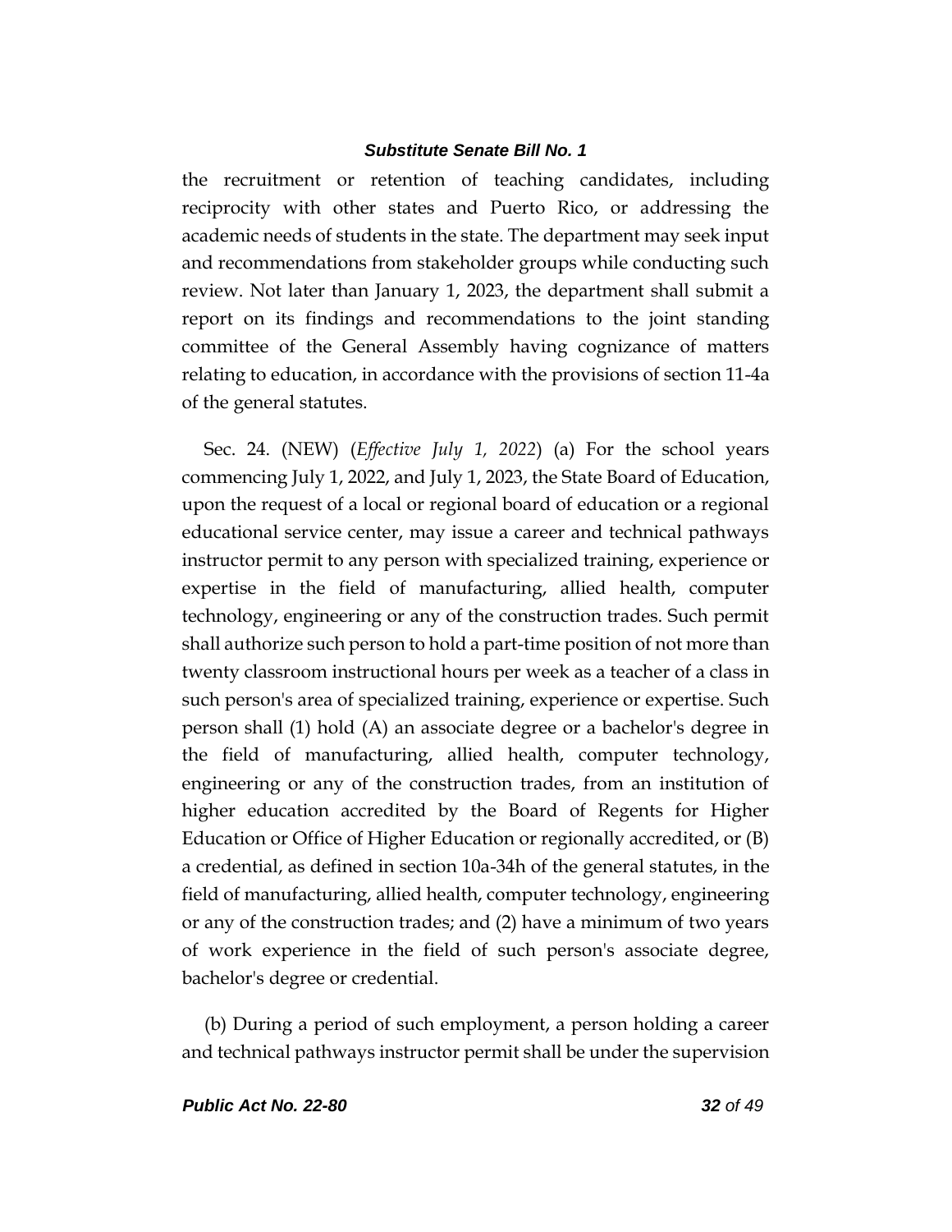the recruitment or retention of teaching candidates, including reciprocity with other states and Puerto Rico, or addressing the academic needs of students in the state. The department may seek input and recommendations from stakeholder groups while conducting such review. Not later than January 1, 2023, the department shall submit a report on its findings and recommendations to the joint standing committee of the General Assembly having cognizance of matters relating to education, in accordance with the provisions of section 11-4a of the general statutes.

Sec. 24. (NEW) (*Effective July 1, 2022*) (a) For the school years commencing July 1, 2022, and July 1, 2023, the State Board of Education, upon the request of a local or regional board of education or a regional educational service center, may issue a career and technical pathways instructor permit to any person with specialized training, experience or expertise in the field of manufacturing, allied health, computer technology, engineering or any of the construction trades. Such permit shall authorize such person to hold a part-time position of not more than twenty classroom instructional hours per week as a teacher of a class in such person's area of specialized training, experience or expertise. Such person shall (1) hold (A) an associate degree or a bachelor's degree in the field of manufacturing, allied health, computer technology, engineering or any of the construction trades, from an institution of higher education accredited by the Board of Regents for Higher Education or Office of Higher Education or regionally accredited, or (B) a credential, as defined in section 10a-34h of the general statutes, in the field of manufacturing, allied health, computer technology, engineering or any of the construction trades; and (2) have a minimum of two years of work experience in the field of such person's associate degree, bachelor's degree or credential.

(b) During a period of such employment, a person holding a career and technical pathways instructor permit shall be under the supervision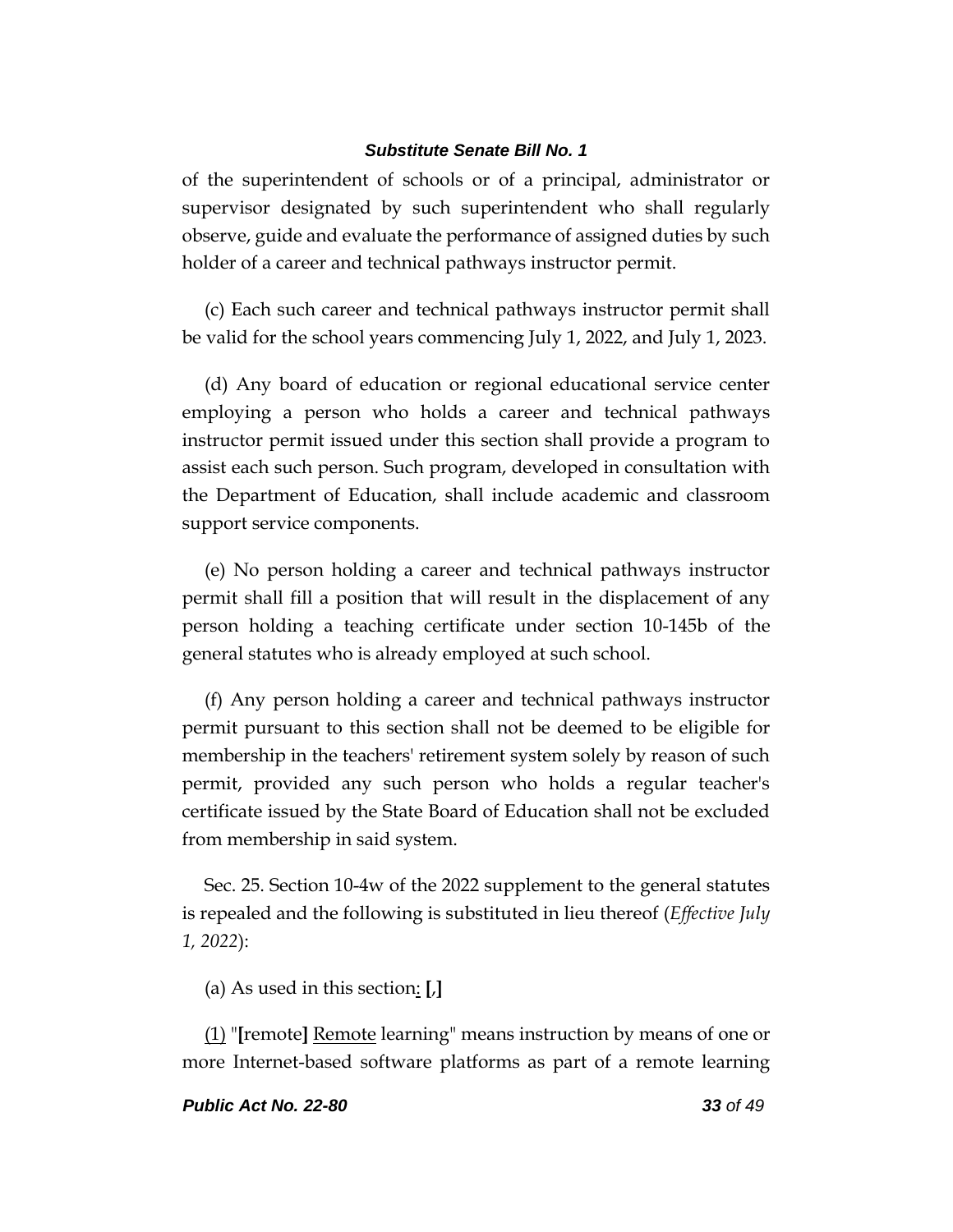of the superintendent of schools or of a principal, administrator or supervisor designated by such superintendent who shall regularly observe, guide and evaluate the performance of assigned duties by such holder of a career and technical pathways instructor permit.

(c) Each such career and technical pathways instructor permit shall be valid for the school years commencing July 1, 2022, and July 1, 2023.

(d) Any board of education or regional educational service center employing a person who holds a career and technical pathways instructor permit issued under this section shall provide a program to assist each such person. Such program, developed in consultation with the Department of Education, shall include academic and classroom support service components.

(e) No person holding a career and technical pathways instructor permit shall fill a position that will result in the displacement of any person holding a teaching certificate under section 10-145b of the general statutes who is already employed at such school.

(f) Any person holding a career and technical pathways instructor permit pursuant to this section shall not be deemed to be eligible for membership in the teachers' retirement system solely by reason of such permit, provided any such person who holds a regular teacher's certificate issued by the State Board of Education shall not be excluded from membership in said system.

Sec. 25. Section 10-4w of the 2022 supplement to the general statutes is repealed and the following is substituted in lieu thereof (*Effective July 1, 2022*):

(a) As used in this section: **[**,**]**

(1) "**[**remote**]** Remote learning" means instruction by means of one or more Internet-based software platforms as part of a remote learning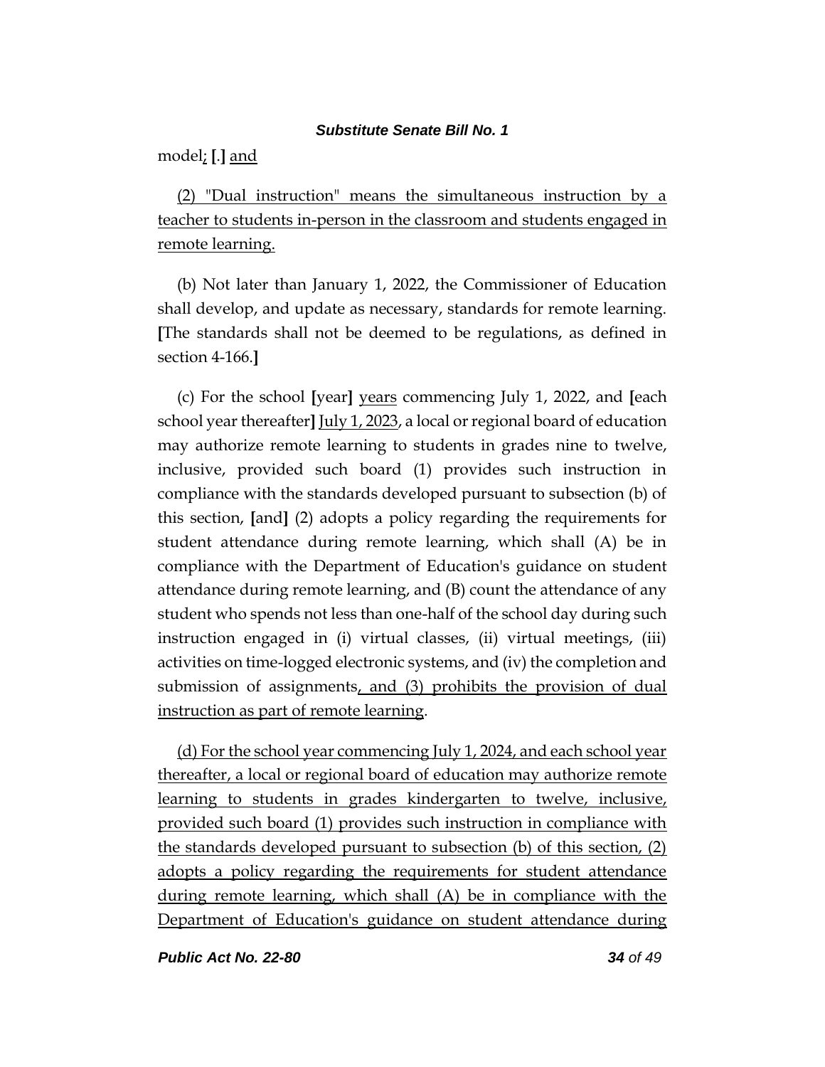model; [.] and

(2) "Dual instruction" means the simultaneous instruction by a teacher to students in-person in the classroom and students engaged in remote learning.

(b) Not later than January 1, 2022, the Commissioner of Education shall develop, and update as necessary, standards for remote learning. [The standards shall not be deemed to be regulations, as defined in section 4-166.]

(c) For the school [year] years commencing July 1, 2022, and [each school year thereafter] July 1, 2023, a local or regional board of education may authorize remote learning to students in grades nine to twelve, inclusive, provided such board (1) provides such instruction in compliance with the standards developed pursuant to subsection (b) of this section, [and] (2) adopts a policy regarding the requirements for student attendance during remote learning, which shall (A) be in compliance with the Department of Education's guidance on student attendance during remote learning, and (B) count the attendance of any student who spends not less than one-half of the school day during such instruction engaged in (i) virtual classes, (ii) virtual meetings, (iii) activities on time-logged electronic systems, and (iv) the completion and submission of assignments, and (3) prohibits the provision of dual instruction as part of remote learning.

(d) For the school year commencing July 1, 2024, and each school year thereafter, a local or regional board of education may authorize remote learning to students in grades kindergarten to twelve, inclusive, provided such board (1) provides such instruction in compliance with the standards developed pursuant to subsection (b) of this section, (2) adopts a policy regarding the requirements for student attendance during remote learning, which shall (A) be in compliance with the Department of Education's guidance on student attendance during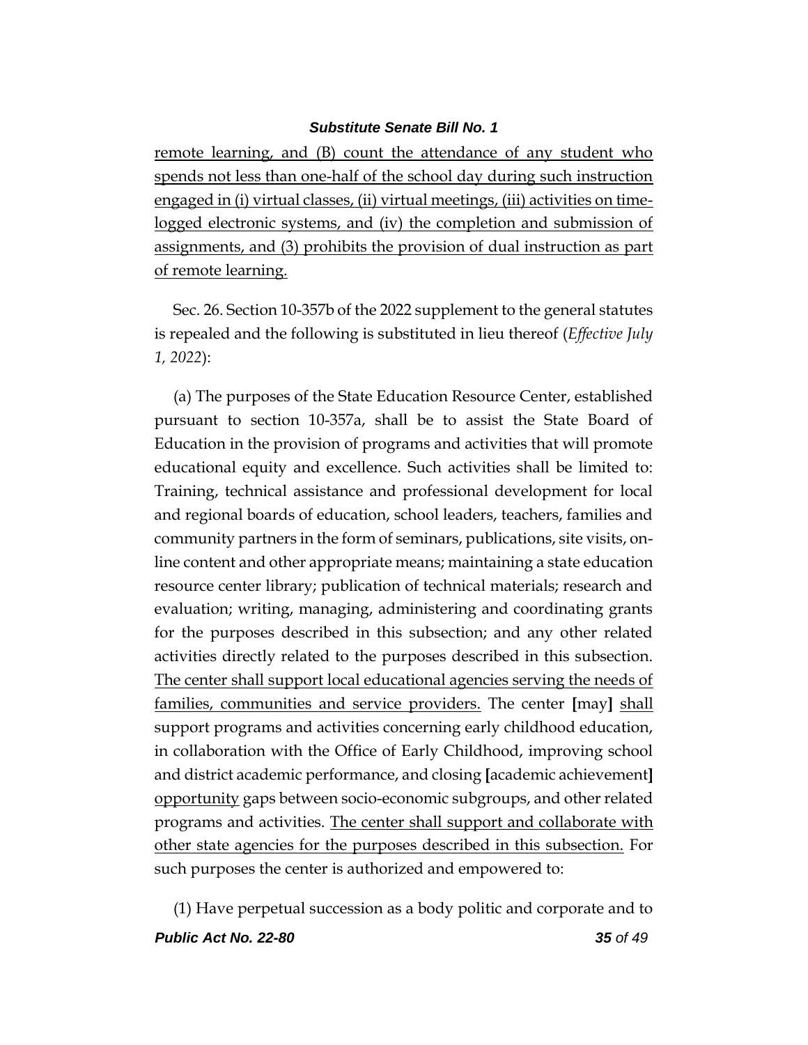remote learning, and (B) count the attendance of any student who spends not less than one-half of the school day during such instruction engaged in (i) virtual classes, (ii) virtual meetings, (iii) activities on time-logged electronic systems, and (iv) the completion and submission of assignments, and (3) prohibits the provision of dual instruction as part of remote learning.

Sec. 26. Section 10-357b of the 2022 supplement to the general statutes is repealed and the following is substituted in lieu thereof (*Effective July 1, 2022*):

(a) The purposes of the State Education Resource Center, established pursuant to section 10-357a, shall be to assist the State Board of Education in the provision of programs and activities that will promote educational equity and excellence. Such activities shall be limited to: Training, technical assistance and professional development for local and regional boards of education, school leaders, teachers, families and community partners in the form of seminars, publications, site visits, on-line content and other appropriate means; maintaining a state education resource center library; publication of technical materials; research and evaluation; writing, managing, administering and coordinating grants for the purposes described in this subsection; and any other related activities directly related to the purposes described in this subsection. The center shall support local educational agencies serving the needs of families, communities and service providers. The center **[**may**]** shall support programs and activities concerning early childhood education, in collaboration with the Office of Early Childhood, improving school and district academic performance, and closing **[**academic achievement**]** opportunity gaps between socio-economic subgroups, and other related programs and activities. The center shall support and collaborate with other state agencies for the purposes described in this subsection. For such purposes the center is authorized and empowered to:

(1) Have perpetual succession as a body politic and corporate and to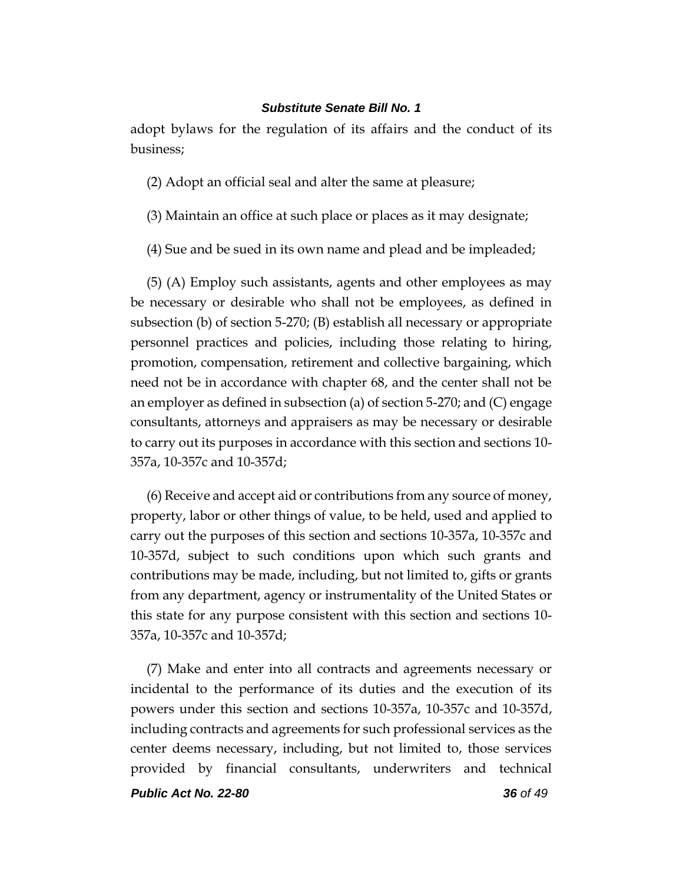adopt bylaws for the regulation of its affairs and the conduct of its business;

(2) Adopt an official seal and alter the same at pleasure;

(3) Maintain an office at such place or places as it may designate;

(4) Sue and be sued in its own name and plead and be impleaded;

(5) (A) Employ such assistants, agents and other employees as may be necessary or desirable who shall not be employees, as defined in subsection (b) of section 5-270; (B) establish all necessary or appropriate personnel practices and policies, including those relating to hiring, promotion, compensation, retirement and collective bargaining, which need not be in accordance with chapter 68, and the center shall not be an employer as defined in subsection (a) of section 5-270; and (C) engage consultants, attorneys and appraisers as may be necessary or desirable to carry out its purposes in accordance with this section and sections 10-357a, 10-357c and 10-357d;

(6) Receive and accept aid or contributions from any source of money, property, labor or other things of value, to be held, used and applied to carry out the purposes of this section and sections 10-357a, 10-357c and 10-357d, subject to such conditions upon which such grants and contributions may be made, including, but not limited to, gifts or grants from any department, agency or instrumentality of the United States or this state for any purpose consistent with this section and sections 10-357a, 10-357c and 10-357d;

(7) Make and enter into all contracts and agreements necessary or incidental to the performance of its duties and the execution of its powers under this section and sections 10-357a, 10-357c and 10-357d, including contracts and agreements for such professional services as the center deems necessary, including, but not limited to, those services provided by financial consultants, underwriters and technical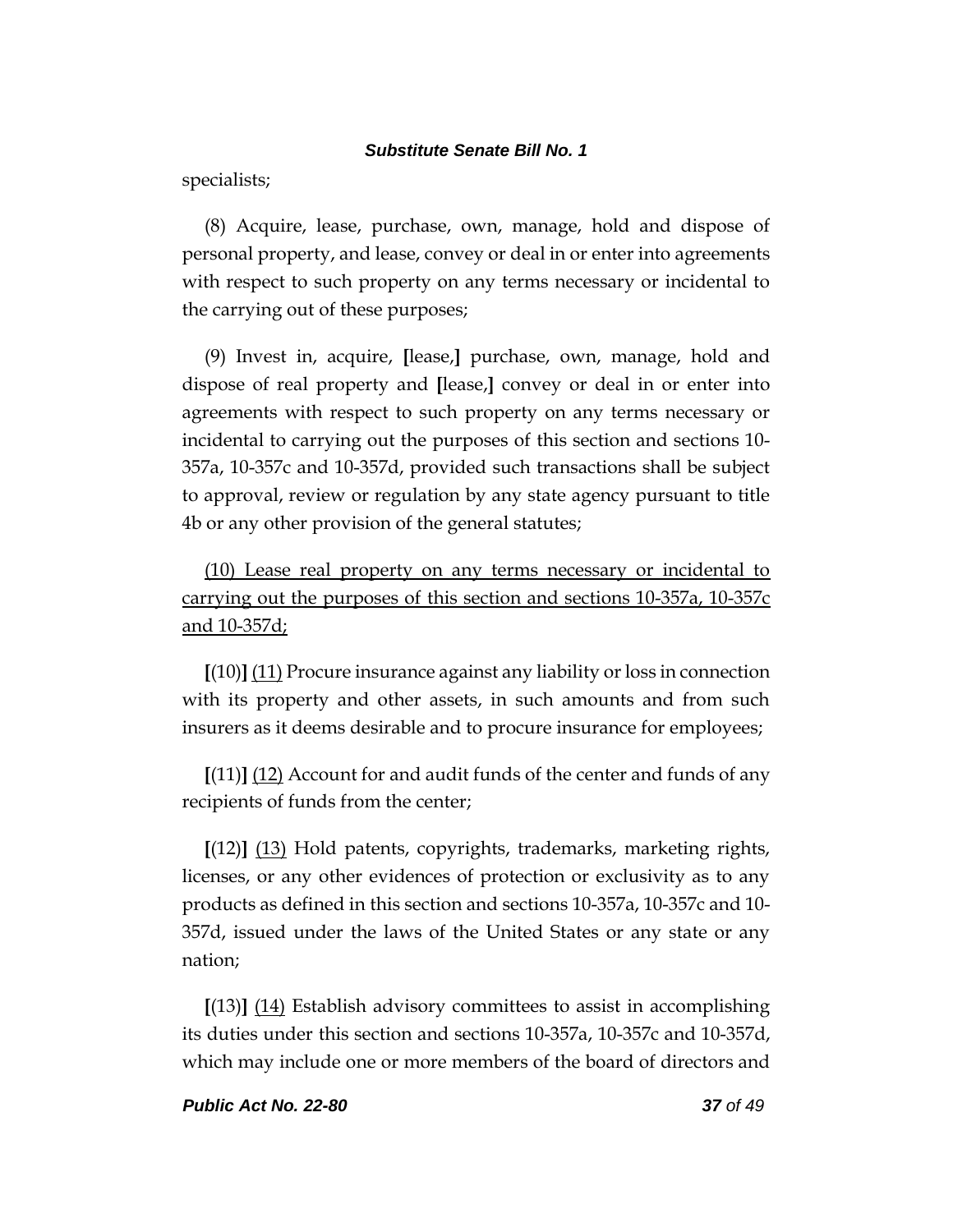specialists;

(8) Acquire, lease, purchase, own, manage, hold and dispose of personal property, and lease, convey or deal in or enter into agreements with respect to such property on any terms necessary or incidental to the carrying out of these purposes;

(9) Invest in, acquire, **[**lease,**]** purchase, own, manage, hold and dispose of real property and **[**lease,**]** convey or deal in or enter into agreements with respect to such property on any terms necessary or incidental to carrying out the purposes of this section and sections 10-357a, 10-357c and 10-357d, provided such transactions shall be subject to approval, review or regulation by any state agency pursuant to title 4b or any other provision of the general statutes;

<u>(10) Lease real property on any terms necessary or incidental to carrying out the purposes of this section and sections 10-357a, 10-357c and 10-357d;</u>

**[**(10)**]** <u>(11)</u> Procure insurance against any liability or loss in connection with its property and other assets, in such amounts and from such insurers as it deems desirable and to procure insurance for employees;

**[**(11)**]** <u>(12)</u> Account for and audit funds of the center and funds of any recipients of funds from the center;

**[**(12)**]** <u>(13)</u> Hold patents, copyrights, trademarks, marketing rights, licenses, or any other evidences of protection or exclusivity as to any products as defined in this section and sections 10-357a, 10-357c and 10-357d, issued under the laws of the United States or any state or any nation;

**[**(13)**]** <u>(14)</u> Establish advisory committees to assist in accomplishing its duties under this section and sections 10-357a, 10-357c and 10-357d, which may include one or more members of the board of directors and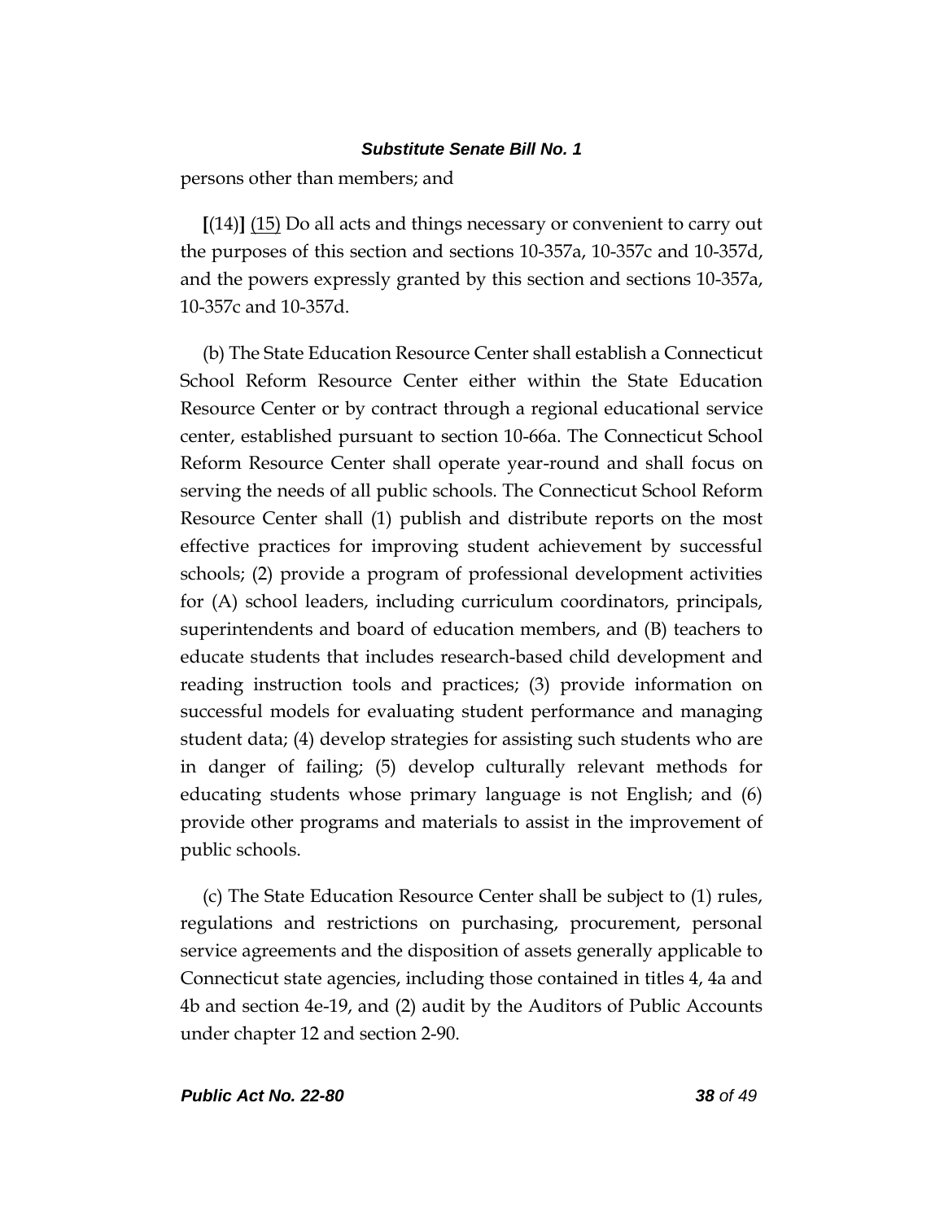persons other than members; and

[(14)] <u>(15)</u> Do all acts and things necessary or convenient to carry out the purposes of this section and sections 10-357a, 10-357c and 10-357d, and the powers expressly granted by this section and sections 10-357a, 10-357c and 10-357d.

(b) The State Education Resource Center shall establish a Connecticut School Reform Resource Center either within the State Education Resource Center or by contract through a regional educational service center, established pursuant to section 10-66a. The Connecticut School Reform Resource Center shall operate year-round and shall focus on serving the needs of all public schools. The Connecticut School Reform Resource Center shall (1) publish and distribute reports on the most effective practices for improving student achievement by successful schools; (2) provide a program of professional development activities for (A) school leaders, including curriculum coordinators, principals, superintendents and board of education members, and (B) teachers to educate students that includes research-based child development and reading instruction tools and practices; (3) provide information on successful models for evaluating student performance and managing student data; (4) develop strategies for assisting such students who are in danger of failing; (5) develop culturally relevant methods for educating students whose primary language is not English; and (6) provide other programs and materials to assist in the improvement of public schools.

(c) The State Education Resource Center shall be subject to (1) rules, regulations and restrictions on purchasing, procurement, personal service agreements and the disposition of assets generally applicable to Connecticut state agencies, including those contained in titles 4, 4a and 4b and section 4e-19, and (2) audit by the Auditors of Public Accounts under chapter 12 and section 2-90.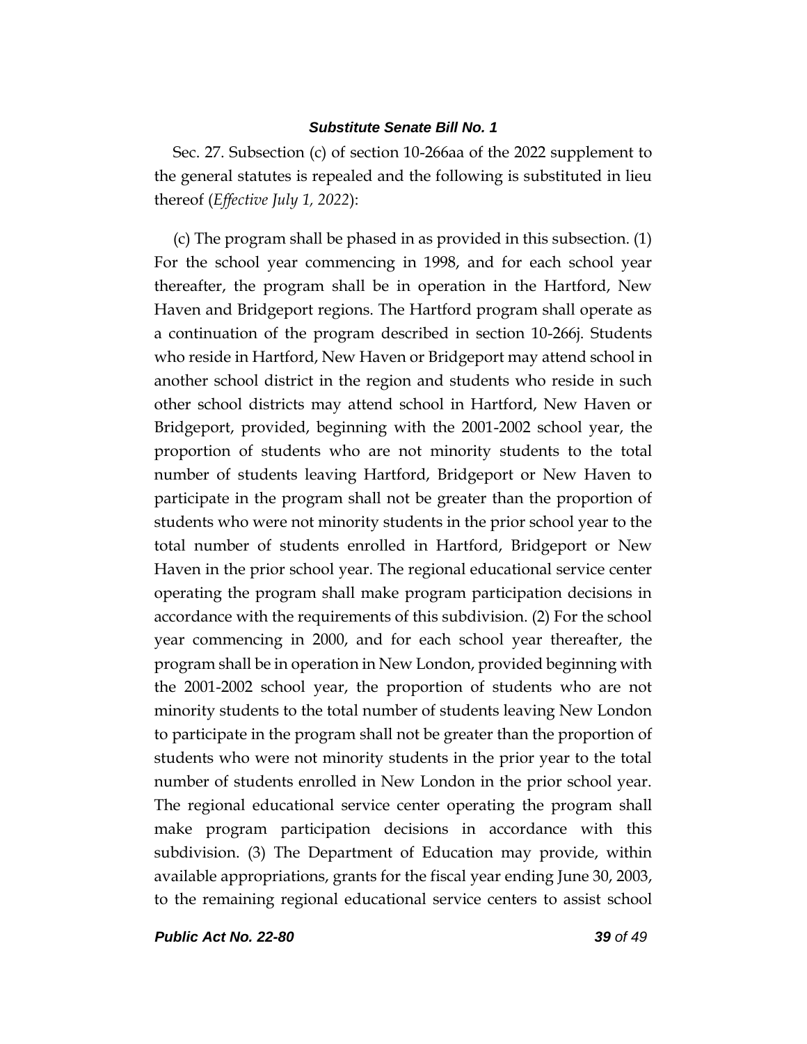Sec. 27. Subsection (c) of section 10-266aa of the 2022 supplement to the general statutes is repealed and the following is substituted in lieu thereof (*Effective July 1, 2022*):

(c) The program shall be phased in as provided in this subsection. (1) For the school year commencing in 1998, and for each school year thereafter, the program shall be in operation in the Hartford, New Haven and Bridgeport regions. The Hartford program shall operate as a continuation of the program described in section 10-266j. Students who reside in Hartford, New Haven or Bridgeport may attend school in another school district in the region and students who reside in such other school districts may attend school in Hartford, New Haven or Bridgeport, provided, beginning with the 2001-2002 school year, the proportion of students who are not minority students to the total number of students leaving Hartford, Bridgeport or New Haven to participate in the program shall not be greater than the proportion of students who were not minority students in the prior school year to the total number of students enrolled in Hartford, Bridgeport or New Haven in the prior school year. The regional educational service center operating the program shall make program participation decisions in accordance with the requirements of this subdivision. (2) For the school year commencing in 2000, and for each school year thereafter, the program shall be in operation in New London, provided beginning with the 2001-2002 school year, the proportion of students who are not minority students to the total number of students leaving New London to participate in the program shall not be greater than the proportion of students who were not minority students in the prior year to the total number of students enrolled in New London in the prior school year. The regional educational service center operating the program shall make program participation decisions in accordance with this subdivision. (3) The Department of Education may provide, within available appropriations, grants for the fiscal year ending June 30, 2003, to the remaining regional educational service centers to assist school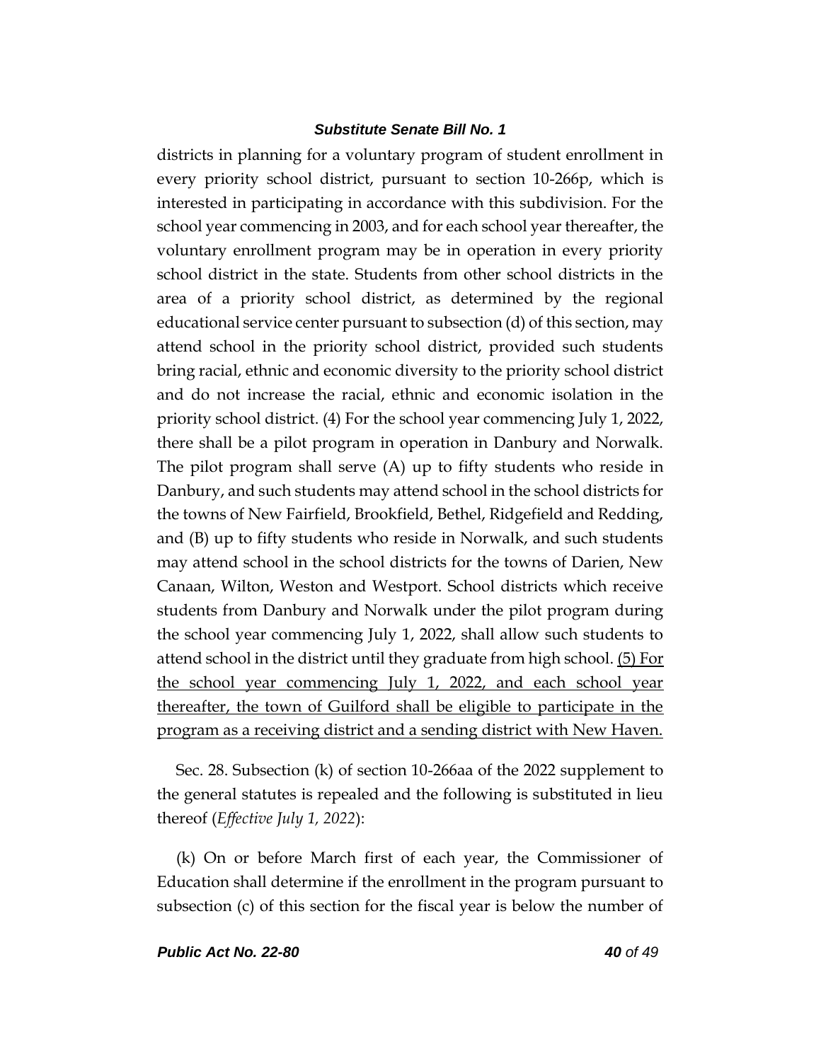districts in planning for a voluntary program of student enrollment in every priority school district, pursuant to section 10-266p, which is interested in participating in accordance with this subdivision. For the school year commencing in 2003, and for each school year thereafter, the voluntary enrollment program may be in operation in every priority school district in the state. Students from other school districts in the area of a priority school district, as determined by the regional educational service center pursuant to subsection (d) of this section, may attend school in the priority school district, provided such students bring racial, ethnic and economic diversity to the priority school district and do not increase the racial, ethnic and economic isolation in the priority school district. (4) For the school year commencing July 1, 2022, there shall be a pilot program in operation in Danbury and Norwalk. The pilot program shall serve (A) up to fifty students who reside in Danbury, and such students may attend school in the school districts for the towns of New Fairfield, Brookfield, Bethel, Ridgefield and Redding, and (B) up to fifty students who reside in Norwalk, and such students may attend school in the school districts for the towns of Darien, New Canaan, Wilton, Weston and Westport. School districts which receive students from Danbury and Norwalk under the pilot program during the school year commencing July 1, 2022, shall allow such students to attend school in the district until they graduate from high school. <u>(5) For the school year commencing July 1, 2022, and each school year thereafter, the town of Guilford shall be eligible to participate in the program as a receiving district and a sending district with New Haven.</u>

Sec. 28. Subsection (k) of section 10-266aa of the 2022 supplement to the general statutes is repealed and the following is substituted in lieu thereof (*Effective July 1, 2022*):

(k) On or before March first of each year, the Commissioner of Education shall determine if the enrollment in the program pursuant to subsection (c) of this section for the fiscal year is below the number of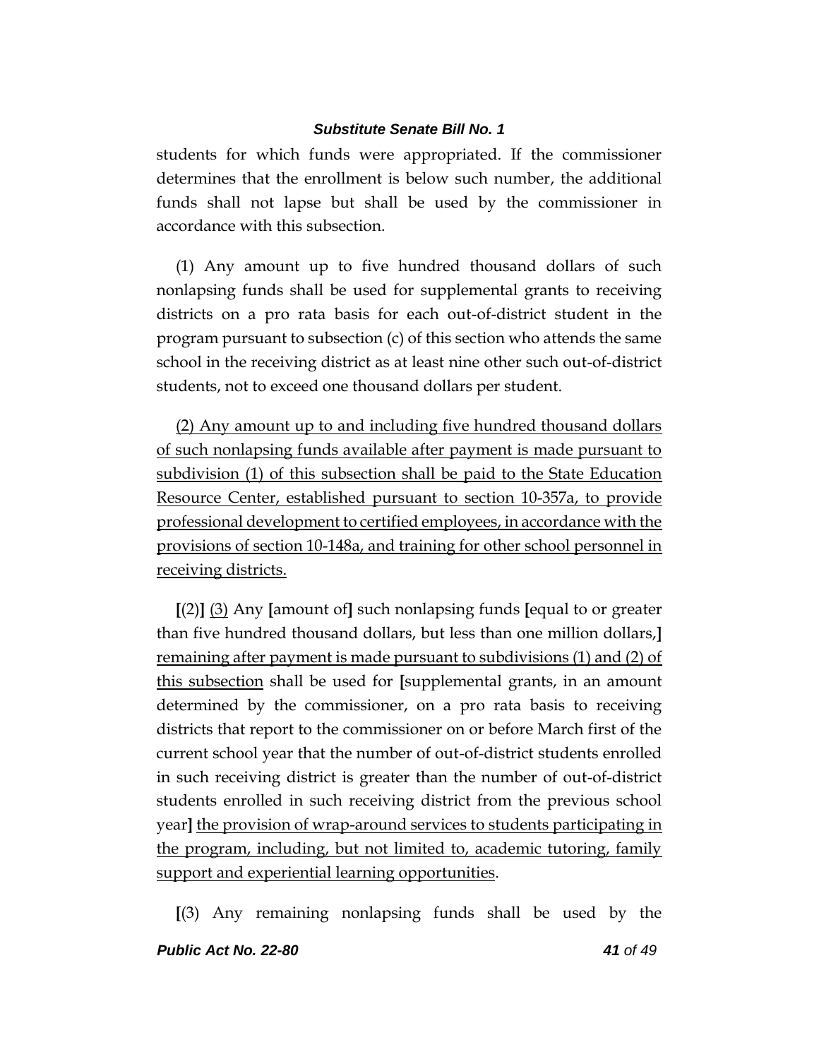students for which funds were appropriated. If the commissioner determines that the enrollment is below such number, the additional funds shall not lapse but shall be used by the commissioner in accordance with this subsection.

(1) Any amount up to five hundred thousand dollars of such nonlapsing funds shall be used for supplemental grants to receiving districts on a pro rata basis for each out-of-district student in the program pursuant to subsection (c) of this section who attends the same school in the receiving district as at least nine other such out-of-district students, not to exceed one thousand dollars per student.

<u>(2) Any amount up to and including five hundred thousand dollars of such nonlapsing funds available after payment is made pursuant to subdivision (1) of this subsection shall be paid to the State Education Resource Center, established pursuant to section 10-357a, to provide professional development to certified employees, in accordance with the provisions of section 10-148a, and training for other school personnel in receiving districts.</u>

**[**(2)**]** <u>(3)</u> Any **[**amount of**]** such nonlapsing funds **[**equal to or greater than five hundred thousand dollars, but less than one million dollars,**]** <u>remaining after payment is made pursuant to subdivisions (1) and (2) of this subsection</u> shall be used for **[**supplemental grants, in an amount determined by the commissioner, on a pro rata basis to receiving districts that report to the commissioner on or before March first of the current school year that the number of out-of-district students enrolled in such receiving district is greater than the number of out-of-district students enrolled in such receiving district from the previous school year**]** <u>the provision of wrap-around services to students participating in the program, including, but not limited to, academic tutoring, family support and experiential learning opportunities</u>.

**[**(3) Any remaining nonlapsing funds shall be used by the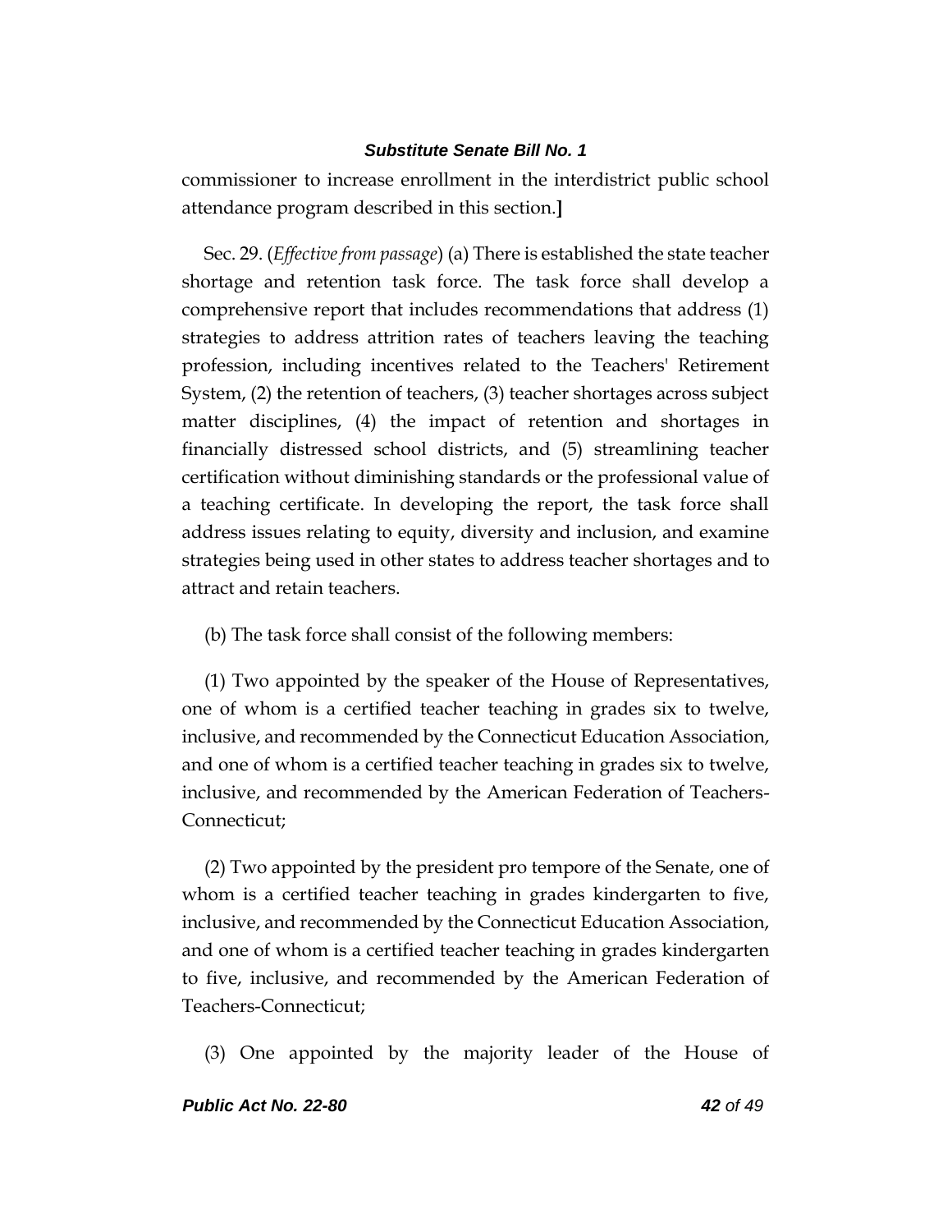commissioner to increase enrollment in the interdistrict public school attendance program described in this section.]

Sec. 29. (*Effective from passage*) (a) There is established the state teacher shortage and retention task force. The task force shall develop a comprehensive report that includes recommendations that address (1) strategies to address attrition rates of teachers leaving the teaching profession, including incentives related to the Teachers' Retirement System, (2) the retention of teachers, (3) teacher shortages across subject matter disciplines, (4) the impact of retention and shortages in financially distressed school districts, and (5) streamlining teacher certification without diminishing standards or the professional value of a teaching certificate. In developing the report, the task force shall address issues relating to equity, diversity and inclusion, and examine strategies being used in other states to address teacher shortages and to attract and retain teachers.

(b) The task force shall consist of the following members:

(1) Two appointed by the speaker of the House of Representatives, one of whom is a certified teacher teaching in grades six to twelve, inclusive, and recommended by the Connecticut Education Association, and one of whom is a certified teacher teaching in grades six to twelve, inclusive, and recommended by the American Federation of Teachers-Connecticut;

(2) Two appointed by the president pro tempore of the Senate, one of whom is a certified teacher teaching in grades kindergarten to five, inclusive, and recommended by the Connecticut Education Association, and one of whom is a certified teacher teaching in grades kindergarten to five, inclusive, and recommended by the American Federation of Teachers-Connecticut;

(3) One appointed by the majority leader of the House of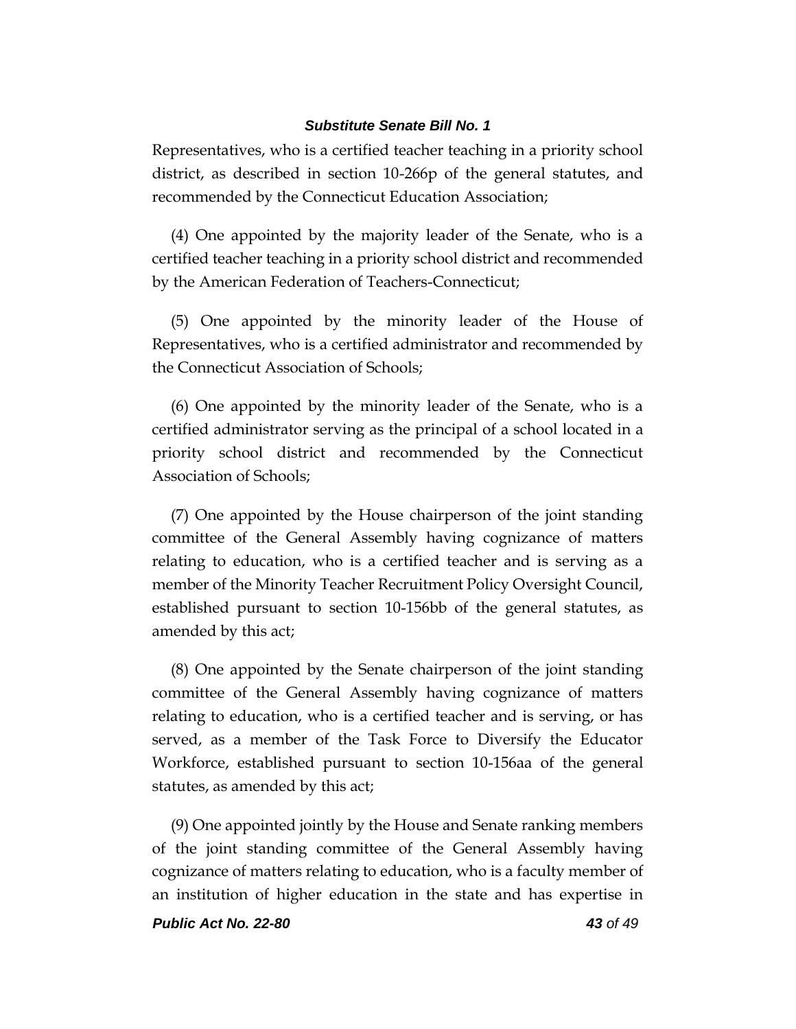Representatives, who is a certified teacher teaching in a priority school district, as described in section 10-266p of the general statutes, and recommended by the Connecticut Education Association;

(4) One appointed by the majority leader of the Senate, who is a certified teacher teaching in a priority school district and recommended by the American Federation of Teachers-Connecticut;

(5) One appointed by the minority leader of the House of Representatives, who is a certified administrator and recommended by the Connecticut Association of Schools;

(6) One appointed by the minority leader of the Senate, who is a certified administrator serving as the principal of a school located in a priority school district and recommended by the Connecticut Association of Schools;

(7) One appointed by the House chairperson of the joint standing committee of the General Assembly having cognizance of matters relating to education, who is a certified teacher and is serving as a member of the Minority Teacher Recruitment Policy Oversight Council, established pursuant to section 10-156bb of the general statutes, as amended by this act;

(8) One appointed by the Senate chairperson of the joint standing committee of the General Assembly having cognizance of matters relating to education, who is a certified teacher and is serving, or has served, as a member of the Task Force to Diversify the Educator Workforce, established pursuant to section 10-156aa of the general statutes, as amended by this act;

(9) One appointed jointly by the House and Senate ranking members of the joint standing committee of the General Assembly having cognizance of matters relating to education, who is a faculty member of an institution of higher education in the state and has expertise in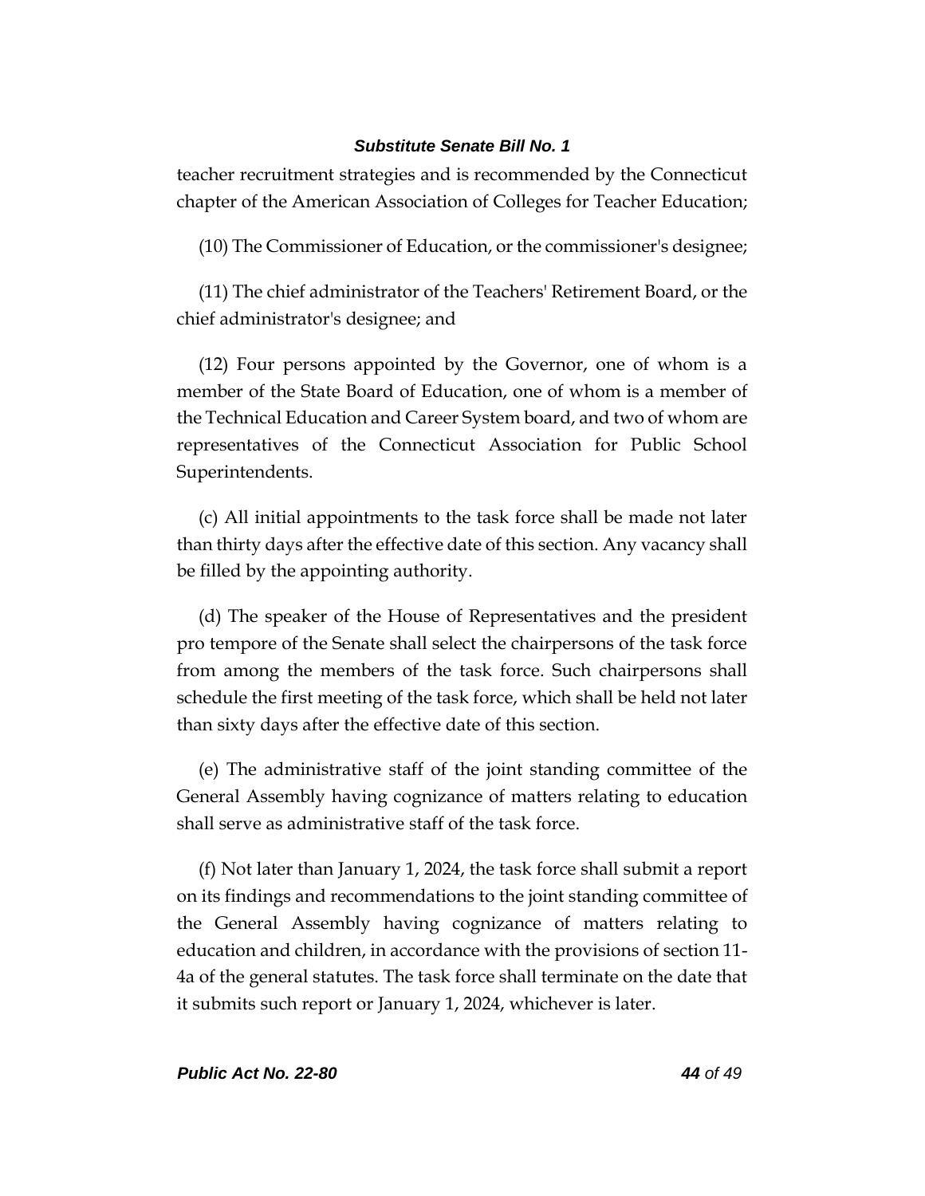teacher recruitment strategies and is recommended by the Connecticut chapter of the American Association of Colleges for Teacher Education;

(10) The Commissioner of Education, or the commissioner's designee;

(11) The chief administrator of the Teachers' Retirement Board, or the chief administrator's designee; and

(12) Four persons appointed by the Governor, one of whom is a member of the State Board of Education, one of whom is a member of the Technical Education and Career System board, and two of whom are representatives of the Connecticut Association for Public School Superintendents.

(c) All initial appointments to the task force shall be made not later than thirty days after the effective date of this section. Any vacancy shall be filled by the appointing authority.

(d) The speaker of the House of Representatives and the president pro tempore of the Senate shall select the chairpersons of the task force from among the members of the task force. Such chairpersons shall schedule the first meeting of the task force, which shall be held not later than sixty days after the effective date of this section.

(e) The administrative staff of the joint standing committee of the General Assembly having cognizance of matters relating to education shall serve as administrative staff of the task force.

(f) Not later than January 1, 2024, the task force shall submit a report on its findings and recommendations to the joint standing committee of the General Assembly having cognizance of matters relating to education and children, in accordance with the provisions of section 11-4a of the general statutes. The task force shall terminate on the date that it submits such report or January 1, 2024, whichever is later.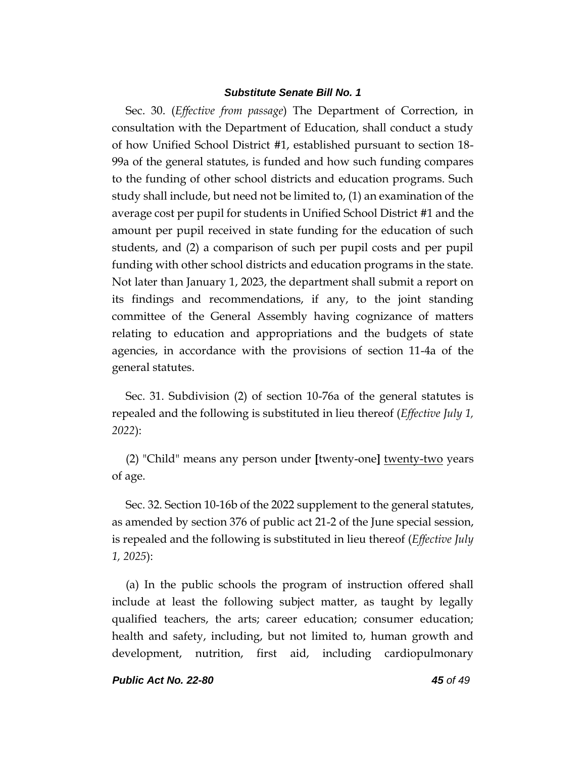Sec. 30. (*Effective from passage*) The Department of Correction, in consultation with the Department of Education, shall conduct a study of how Unified School District #1, established pursuant to section 18-99a of the general statutes, is funded and how such funding compares to the funding of other school districts and education programs. Such study shall include, but need not be limited to, (1) an examination of the average cost per pupil for students in Unified School District #1 and the amount per pupil received in state funding for the education of such students, and (2) a comparison of such per pupil costs and per pupil funding with other school districts and education programs in the state. Not later than January 1, 2023, the department shall submit a report on its findings and recommendations, if any, to the joint standing committee of the General Assembly having cognizance of matters relating to education and appropriations and the budgets of state agencies, in accordance with the provisions of section 11-4a of the general statutes.

Sec. 31. Subdivision (2) of section 10-76a of the general statutes is repealed and the following is substituted in lieu thereof (*Effective July 1, 2022*):

(2) "Child" means any person under **[**twenty-one**]** <u>twenty-two</u> years of age.

Sec. 32. Section 10-16b of the 2022 supplement to the general statutes, as amended by section 376 of public act 21-2 of the June special session, is repealed and the following is substituted in lieu thereof (*Effective July 1, 2025*):

(a) In the public schools the program of instruction offered shall include at least the following subject matter, as taught by legally qualified teachers, the arts; career education; consumer education; health and safety, including, but not limited to, human growth and development, nutrition, first aid, including cardiopulmonary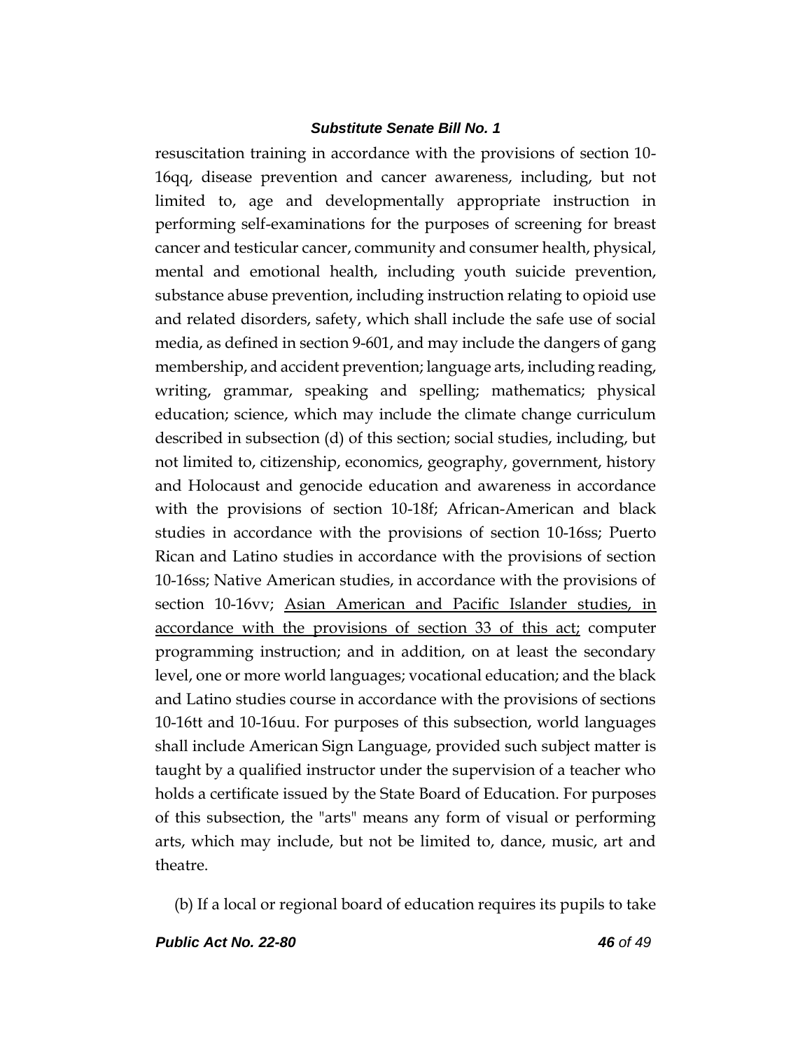resuscitation training in accordance with the provisions of section 10-16qq, disease prevention and cancer awareness, including, but not limited to, age and developmentally appropriate instruction in performing self-examinations for the purposes of screening for breast cancer and testicular cancer, community and consumer health, physical, mental and emotional health, including youth suicide prevention, substance abuse prevention, including instruction relating to opioid use and related disorders, safety, which shall include the safe use of social media, as defined in section 9-601, and may include the dangers of gang membership, and accident prevention; language arts, including reading, writing, grammar, speaking and spelling; mathematics; physical education; science, which may include the climate change curriculum described in subsection (d) of this section; social studies, including, but not limited to, citizenship, economics, geography, government, history and Holocaust and genocide education and awareness in accordance with the provisions of section 10-18f; African-American and black studies in accordance with the provisions of section 10-16ss; Puerto Rican and Latino studies in accordance with the provisions of section 10-16ss; Native American studies, in accordance with the provisions of section 10-16vv; <u>Asian American and Pacific Islander studies, in accordance with the provisions of section 33 of this act;</u> computer programming instruction; and in addition, on at least the secondary level, one or more world languages; vocational education; and the black and Latino studies course in accordance with the provisions of sections 10-16tt and 10-16uu. For purposes of this subsection, world languages shall include American Sign Language, provided such subject matter is taught by a qualified instructor under the supervision of a teacher who holds a certificate issued by the State Board of Education. For purposes of this subsection, the "arts" means any form of visual or performing arts, which may include, but not be limited to, dance, music, art and theatre.

(b) If a local or regional board of education requires its pupils to take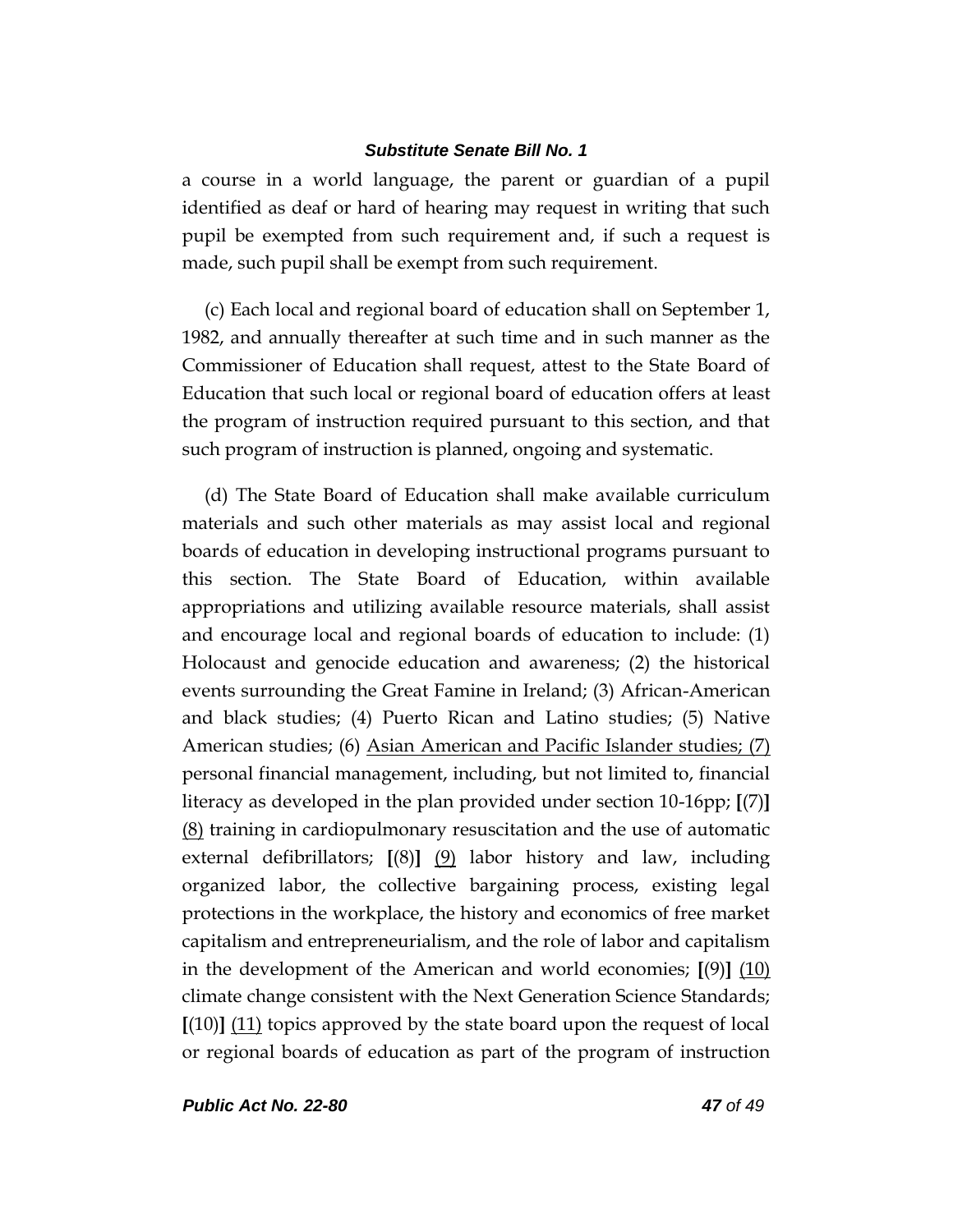a course in a world language, the parent or guardian of a pupil identified as deaf or hard of hearing may request in writing that such pupil be exempted from such requirement and, if such a request is made, such pupil shall be exempt from such requirement.

(c) Each local and regional board of education shall on September 1, 1982, and annually thereafter at such time and in such manner as the Commissioner of Education shall request, attest to the State Board of Education that such local or regional board of education offers at least the program of instruction required pursuant to this section, and that such program of instruction is planned, ongoing and systematic.

(d) The State Board of Education shall make available curriculum materials and such other materials as may assist local and regional boards of education in developing instructional programs pursuant to this section. The State Board of Education, within available appropriations and utilizing available resource materials, shall assist and encourage local and regional boards of education to include: (1) Holocaust and genocide education and awareness; (2) the historical events surrounding the Great Famine in Ireland; (3) African-American and black studies; (4) Puerto Rican and Latino studies; (5) Native American studies; (6) <u>Asian American and Pacific Islander studies; (7)</u> personal financial management, including, but not limited to, financial literacy as developed in the plan provided under section 10-16pp; **[**(7)**]** <u>(8)</u> training in cardiopulmonary resuscitation and the use of automatic external defibrillators; **[**(8)**]** <u>(9)</u> labor history and law, including organized labor, the collective bargaining process, existing legal protections in the workplace, the history and economics of free market capitalism and entrepreneurialism, and the role of labor and capitalism in the development of the American and world economies; **[**(9)**]** <u>(10)</u> climate change consistent with the Next Generation Science Standards; **[**(10)**]** <u>(11)</u> topics approved by the state board upon the request of local or regional boards of education as part of the program of instruction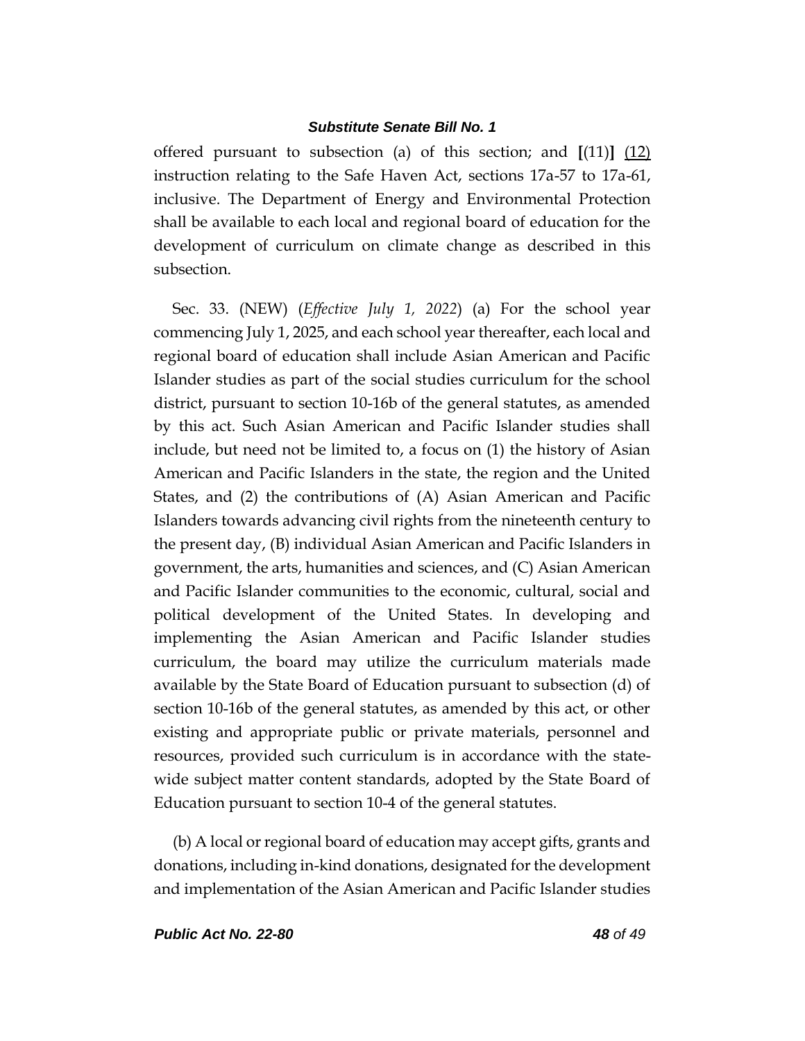offered pursuant to subsection (a) of this section; and **[**(11)**]** <u>(12)</u> instruction relating to the Safe Haven Act, sections 17a-57 to 17a-61, inclusive. The Department of Energy and Environmental Protection shall be available to each local and regional board of education for the development of curriculum on climate change as described in this subsection.

Sec. 33. (NEW) (*Effective July 1, 2022*) (a) For the school year commencing July 1, 2025, and each school year thereafter, each local and regional board of education shall include Asian American and Pacific Islander studies as part of the social studies curriculum for the school district, pursuant to section 10-16b of the general statutes, as amended by this act. Such Asian American and Pacific Islander studies shall include, but need not be limited to, a focus on (1) the history of Asian American and Pacific Islanders in the state, the region and the United States, and (2) the contributions of (A) Asian American and Pacific Islanders towards advancing civil rights from the nineteenth century to the present day, (B) individual Asian American and Pacific Islanders in government, the arts, humanities and sciences, and (C) Asian American and Pacific Islander communities to the economic, cultural, social and political development of the United States. In developing and implementing the Asian American and Pacific Islander studies curriculum, the board may utilize the curriculum materials made available by the State Board of Education pursuant to subsection (d) of section 10-16b of the general statutes, as amended by this act, or other existing and appropriate public or private materials, personnel and resources, provided such curriculum is in accordance with the state-wide subject matter content standards, adopted by the State Board of Education pursuant to section 10-4 of the general statutes.

(b) A local or regional board of education may accept gifts, grants and donations, including in-kind donations, designated for the development and implementation of the Asian American and Pacific Islander studies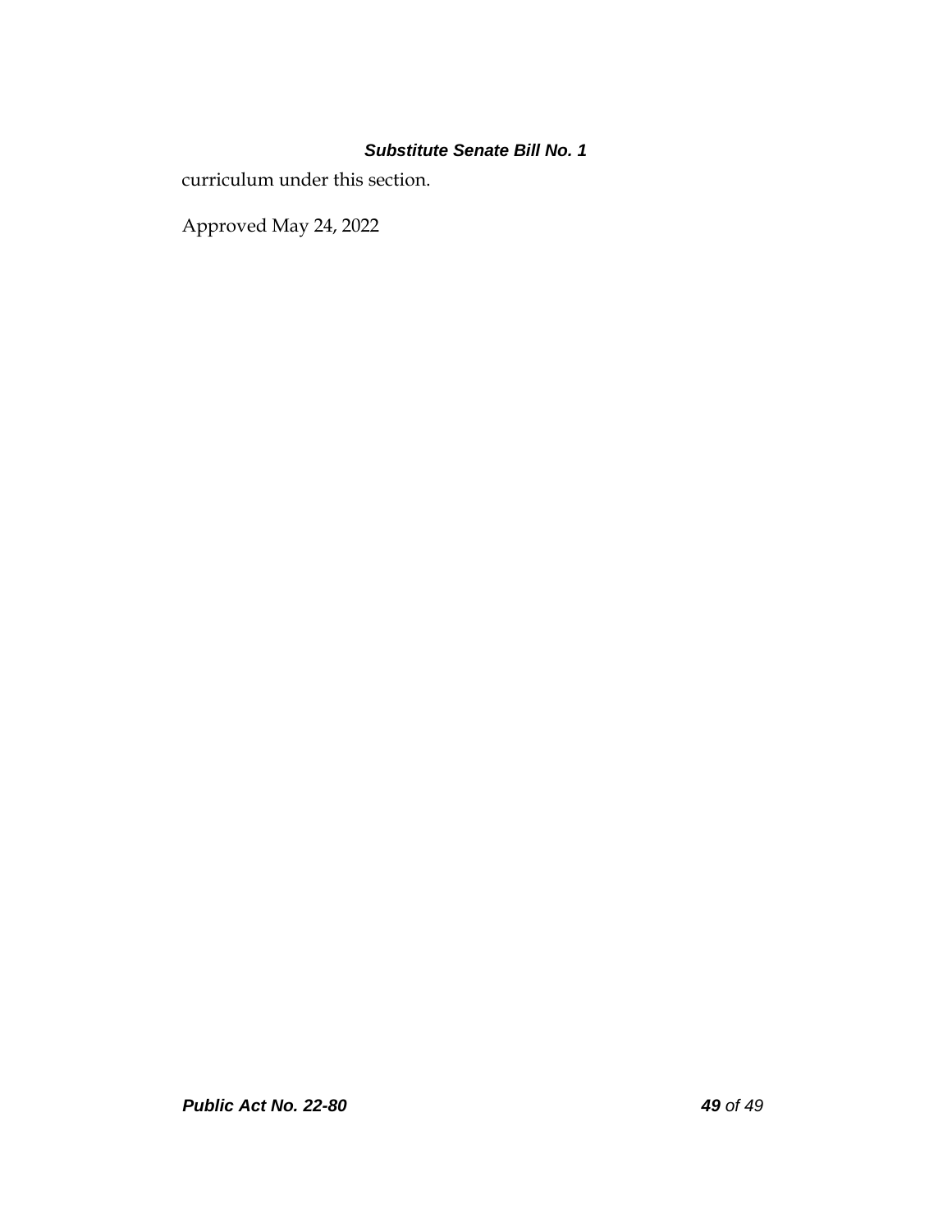curriculum under this section.

Approved May 24, 2022